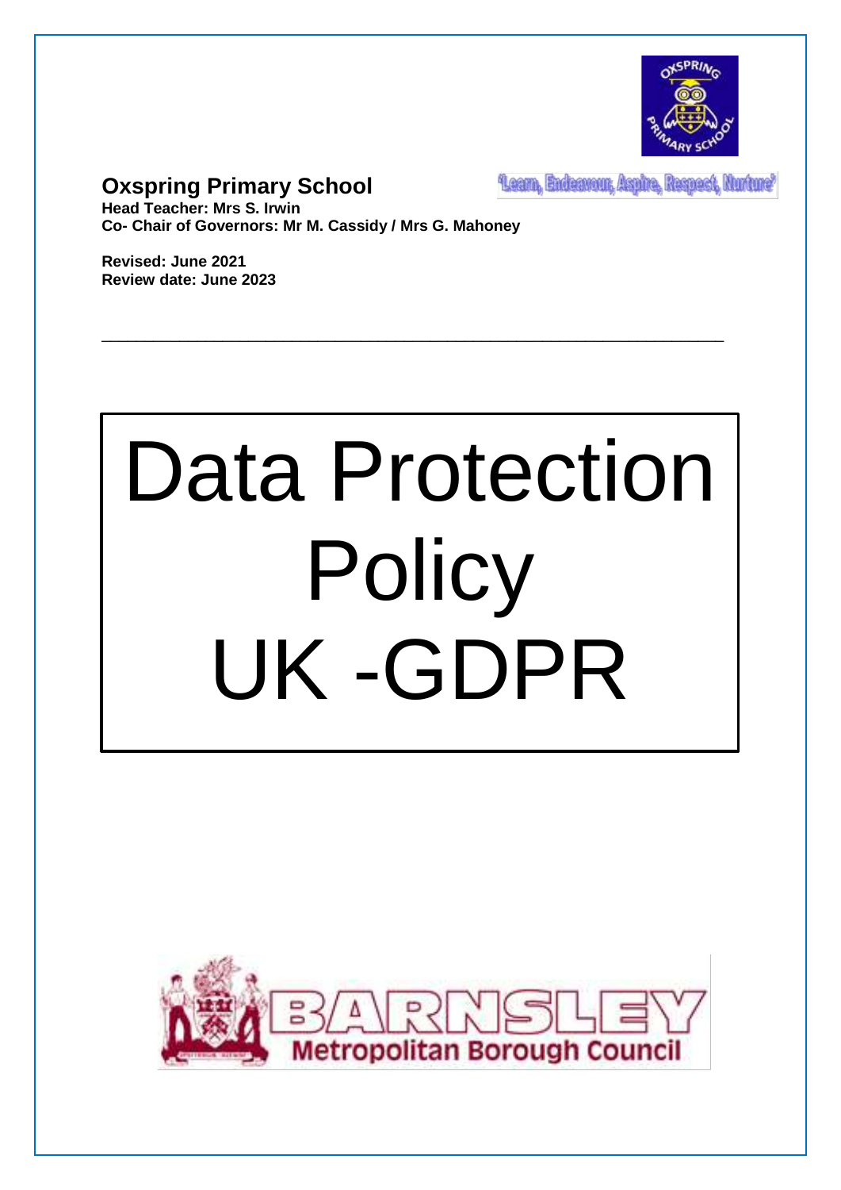**Oxspring Primary School**

'Learn, Endeavour, Aspire, Respect, Nurture'

**Head Teacher: Mrs S. Irwin**
**Co- Chair of Governors: Mr M. Cassidy / Mrs G. Mahoney**

**Revised: June 2021**
**Review date: June 2023**

---

# Data Protection Policy UK -GDPR

Barnsley Metropolitan Borough Council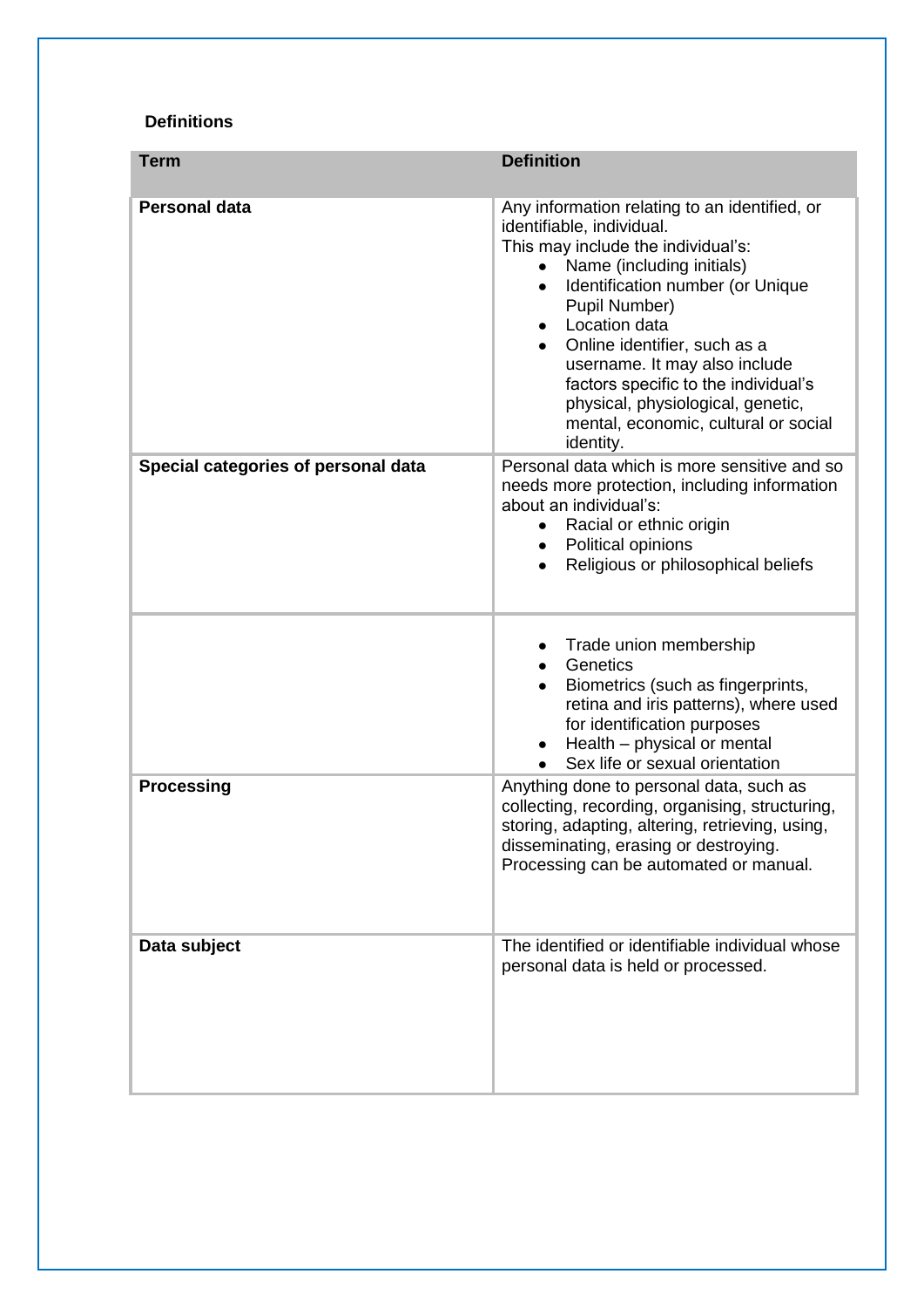## Definitions

| Term | Definition |
|---|---|
| **Personal data** | Any information relating to an identified, or identifiable, individual.<br>This may include the individual's:<br>• Name (including initials)<br>• Identification number (or Unique Pupil Number)<br>• Location data<br>• Online identifier, such as a username. It may also include factors specific to the individual's physical, physiological, genetic, mental, economic, cultural or social identity. |
| **Special categories of personal data** | Personal data which is more sensitive and so needs more protection, including information about an individual's:<br>• Racial or ethnic origin<br>• Political opinions<br>• Religious or philosophical beliefs<br>• Trade union membership<br>• Genetics<br>• Biometrics (such as fingerprints, retina and iris patterns), where used for identification purposes<br>• Health – physical or mental<br>• Sex life or sexual orientation |
| **Processing** | Anything done to personal data, such as collecting, recording, organising, structuring, storing, adapting, altering, retrieving, using, disseminating, erasing or destroying.<br>Processing can be automated or manual. |
| **Data subject** | The identified or identifiable individual whose personal data is held or processed. |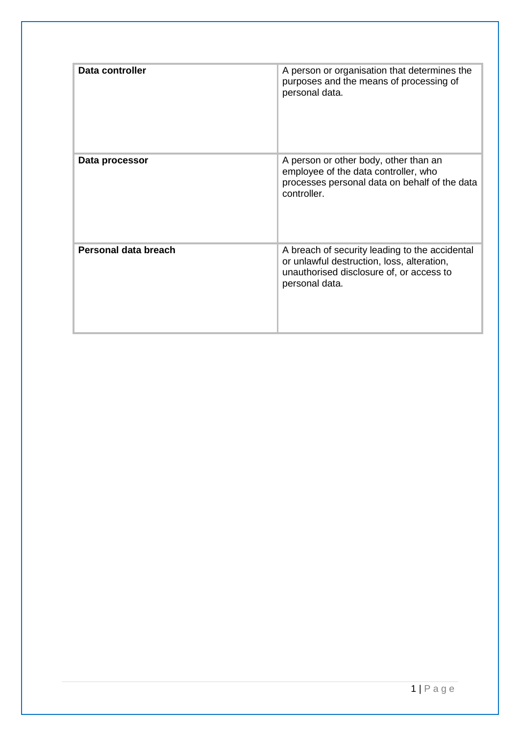| | |
|---|---|
| **Data controller** | A person or organisation that determines the purposes and the means of processing of personal data. |
| **Data processor** | A person or other body, other than an employee of the data controller, who processes personal data on behalf of the data controller. |
| **Personal data breach** | A breach of security leading to the accidental or unlawful destruction, loss, alteration, unauthorised disclosure of, or access to personal data. |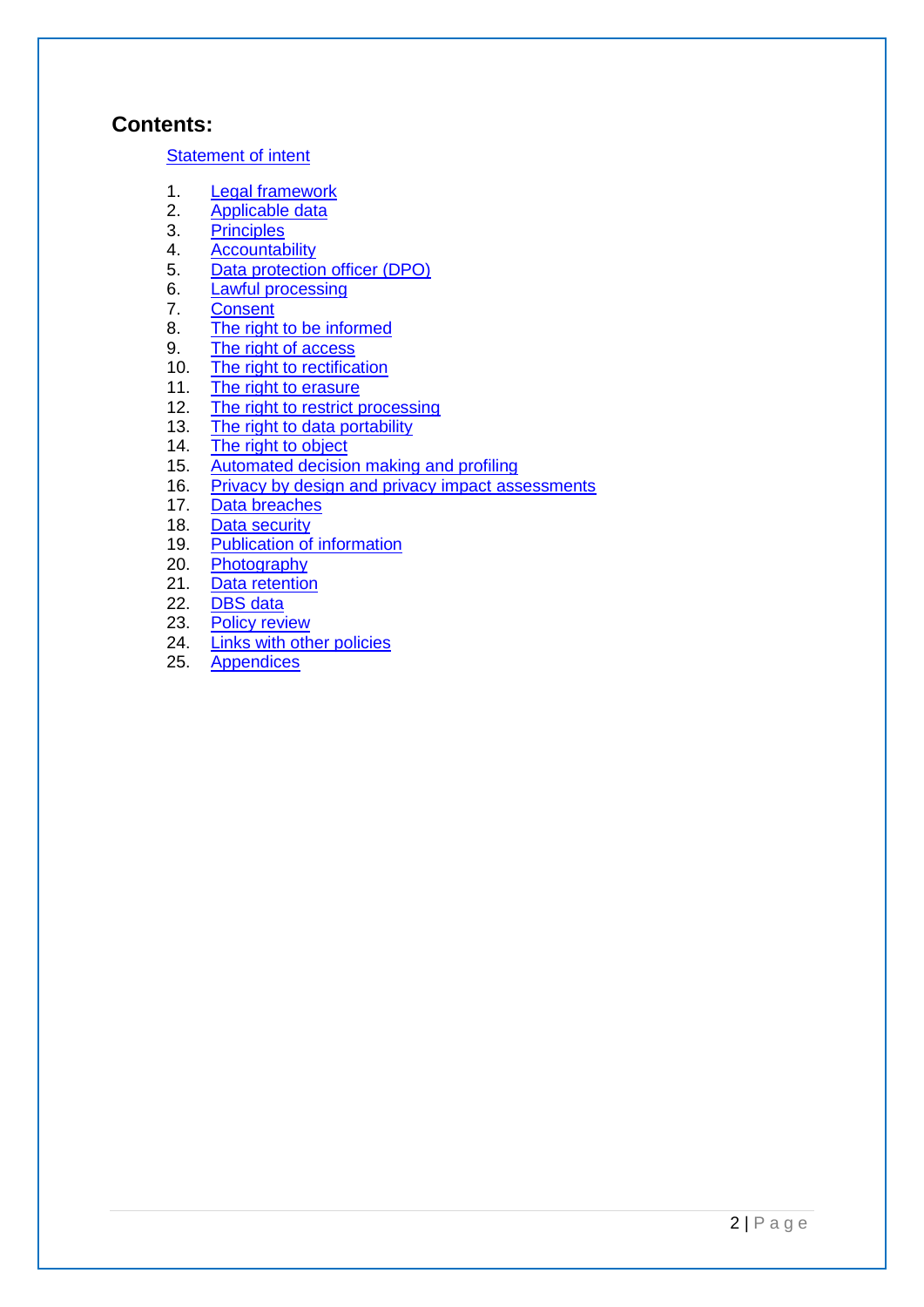## Contents:

Statement of intent

1. Legal framework
2. Applicable data
3. Principles
4. Accountability
5. Data protection officer (DPO)
6. Lawful processing
7. Consent
8. The right to be informed
9. The right of access
10. The right to rectification
11. The right to erasure
12. The right to restrict processing
13. The right to data portability
14. The right to object
15. Automated decision making and profiling
16. Privacy by design and privacy impact assessments
17. Data breaches
18. Data security
19. Publication of information
20. Photography
21. Data retention
22. DBS data
23. Policy review
24. Links with other policies
25. Appendices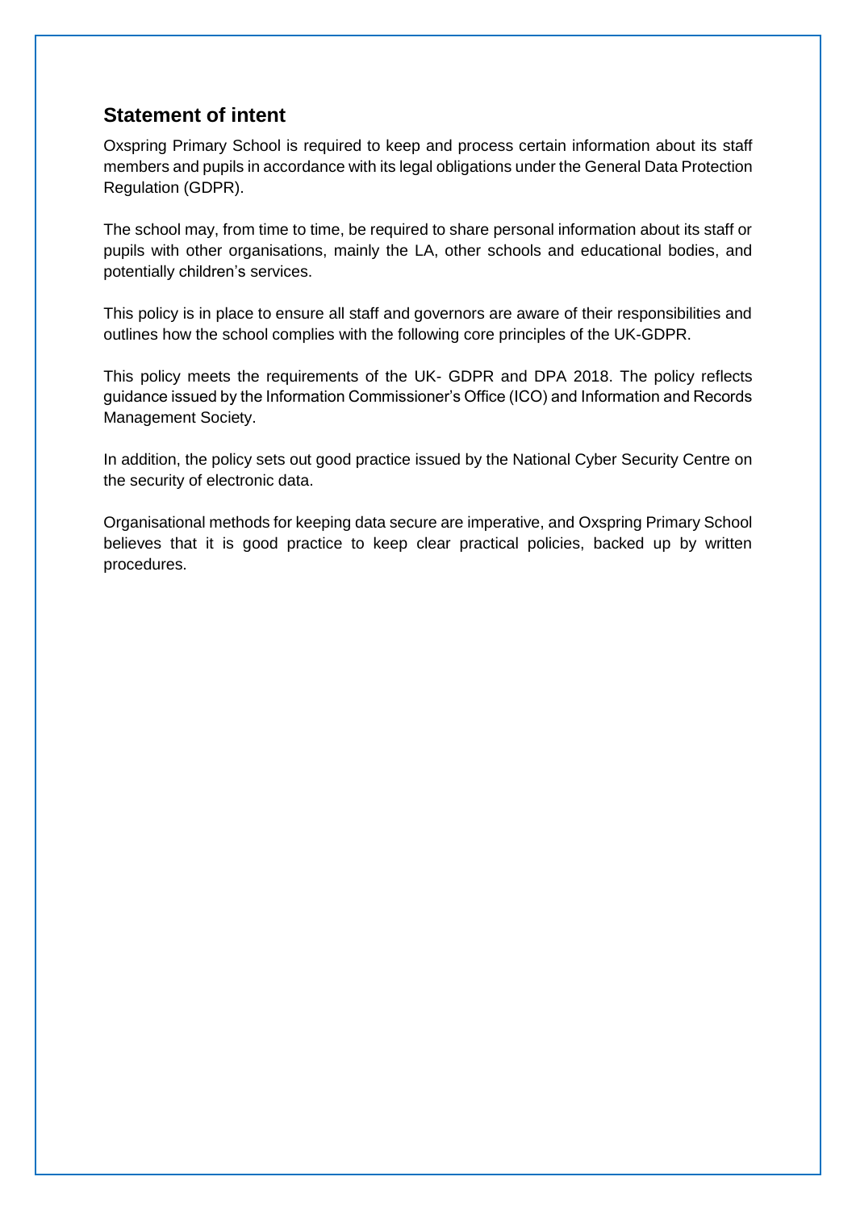## Statement of intent

Oxspring Primary School is required to keep and process certain information about its staff members and pupils in accordance with its legal obligations under the General Data Protection Regulation (GDPR).

The school may, from time to time, be required to share personal information about its staff or pupils with other organisations, mainly the LA, other schools and educational bodies, and potentially children's services.

This policy is in place to ensure all staff and governors are aware of their responsibilities and outlines how the school complies with the following core principles of the UK-GDPR.

This policy meets the requirements of the UK- GDPR and DPA 2018. The policy reflects guidance issued by the Information Commissioner's Office (ICO) and Information and Records Management Society.

In addition, the policy sets out good practice issued by the National Cyber Security Centre on the security of electronic data.

Organisational methods for keeping data secure are imperative, and Oxspring Primary School believes that it is good practice to keep clear practical policies, backed up by written procedures.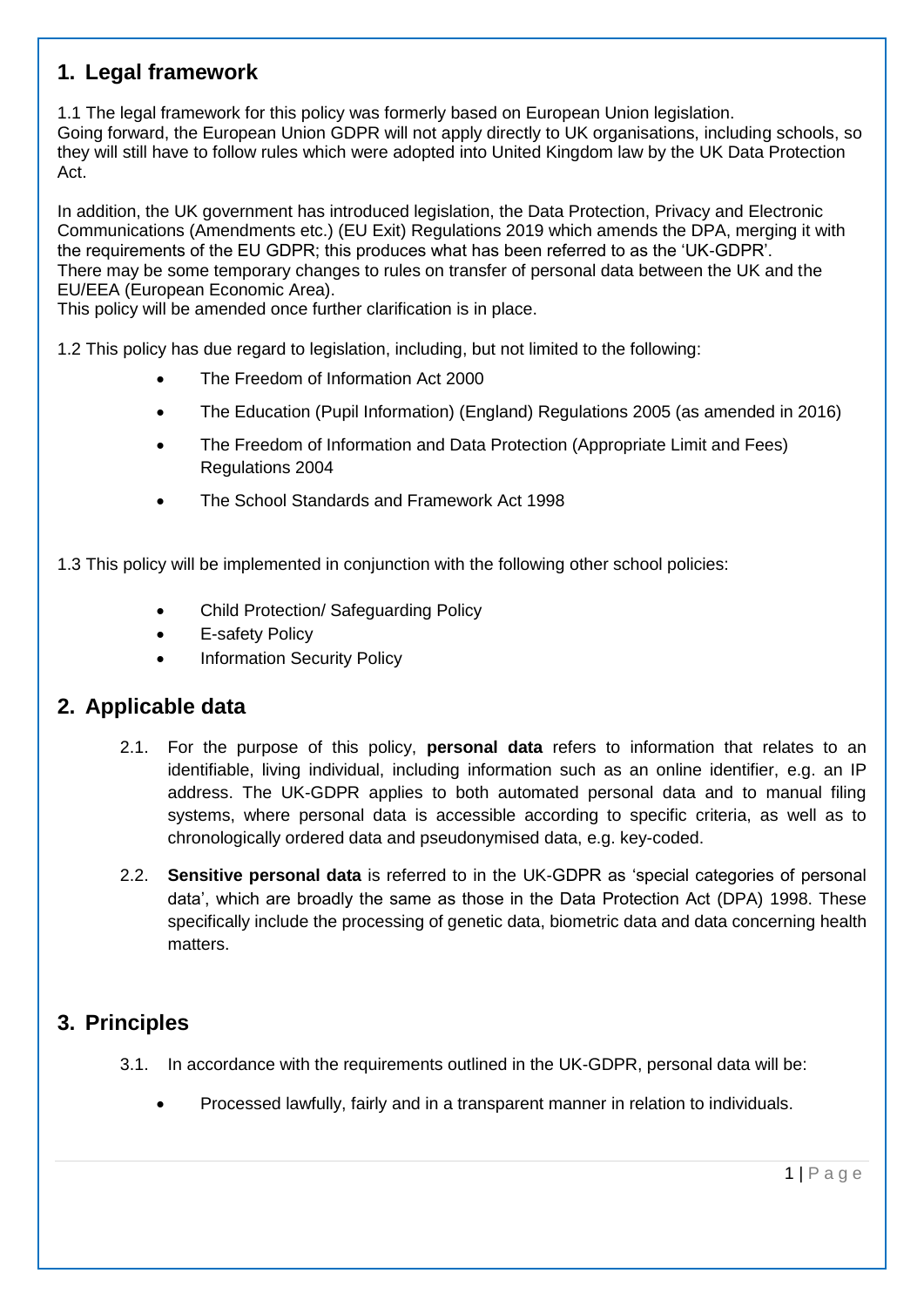## 1. Legal framework

1.1 The legal framework for this policy was formerly based on European Union legislation. Going forward, the European Union GDPR will not apply directly to UK organisations, including schools, so they will still have to follow rules which were adopted into United Kingdom law by the UK Data Protection Act.

In addition, the UK government has introduced legislation, the Data Protection, Privacy and Electronic Communications (Amendments etc.) (EU Exit) Regulations 2019 which amends the DPA, merging it with the requirements of the EU GDPR; this produces what has been referred to as the 'UK-GDPR'.
There may be some temporary changes to rules on transfer of personal data between the UK and the EU/EEA (European Economic Area).
This policy will be amended once further clarification is in place.

1.2 This policy has due regard to legislation, including, but not limited to the following:

- The Freedom of Information Act 2000
- The Education (Pupil Information) (England) Regulations 2005 (as amended in 2016)
- The Freedom of Information and Data Protection (Appropriate Limit and Fees) Regulations 2004
- The School Standards and Framework Act 1998

1.3 This policy will be implemented in conjunction with the following other school policies:

- Child Protection/ Safeguarding Policy
- E-safety Policy
- Information Security Policy

## 2. Applicable data

2.1. For the purpose of this policy, **personal data** refers to information that relates to an identifiable, living individual, including information such as an online identifier, e.g. an IP address. The UK-GDPR applies to both automated personal data and to manual filing systems, where personal data is accessible according to specific criteria, as well as to chronologically ordered data and pseudonymised data, e.g. key-coded.

2.2. **Sensitive personal data** is referred to in the UK-GDPR as 'special categories of personal data', which are broadly the same as those in the Data Protection Act (DPA) 1998. These specifically include the processing of genetic data, biometric data and data concerning health matters.

## 3. Principles

3.1. In accordance with the requirements outlined in the UK-GDPR, personal data will be:

- Processed lawfully, fairly and in a transparent manner in relation to individuals.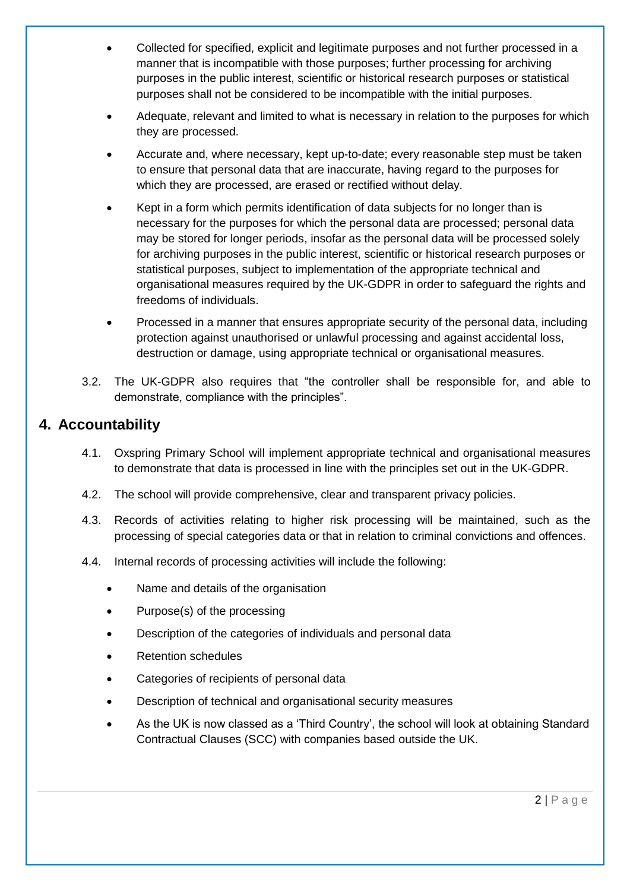- Collected for specified, explicit and legitimate purposes and not further processed in a manner that is incompatible with those purposes; further processing for archiving purposes in the public interest, scientific or historical research purposes or statistical purposes shall not be considered to be incompatible with the initial purposes.
- Adequate, relevant and limited to what is necessary in relation to the purposes for which they are processed.
- Accurate and, where necessary, kept up-to-date; every reasonable step must be taken to ensure that personal data that are inaccurate, having regard to the purposes for which they are processed, are erased or rectified without delay.
- Kept in a form which permits identification of data subjects for no longer than is necessary for the purposes for which the personal data are processed; personal data may be stored for longer periods, insofar as the personal data will be processed solely for archiving purposes in the public interest, scientific or historical research purposes or statistical purposes, subject to implementation of the appropriate technical and organisational measures required by the UK-GDPR in order to safeguard the rights and freedoms of individuals.
- Processed in a manner that ensures appropriate security of the personal data, including protection against unauthorised or unlawful processing and against accidental loss, destruction or damage, using appropriate technical or organisational measures.

3.2. The UK-GDPR also requires that "the controller shall be responsible for, and able to demonstrate, compliance with the principles".

## 4. Accountability

4.1. Oxspring Primary School will implement appropriate technical and organisational measures to demonstrate that data is processed in line with the principles set out in the UK-GDPR.

4.2. The school will provide comprehensive, clear and transparent privacy policies.

4.3. Records of activities relating to higher risk processing will be maintained, such as the processing of special categories data or that in relation to criminal convictions and offences.

4.4. Internal records of processing activities will include the following:

- Name and details of the organisation
- Purpose(s) of the processing
- Description of the categories of individuals and personal data
- Retention schedules
- Categories of recipients of personal data
- Description of technical and organisational security measures
- As the UK is now classed as a 'Third Country', the school will look at obtaining Standard Contractual Clauses (SCC) with companies based outside the UK.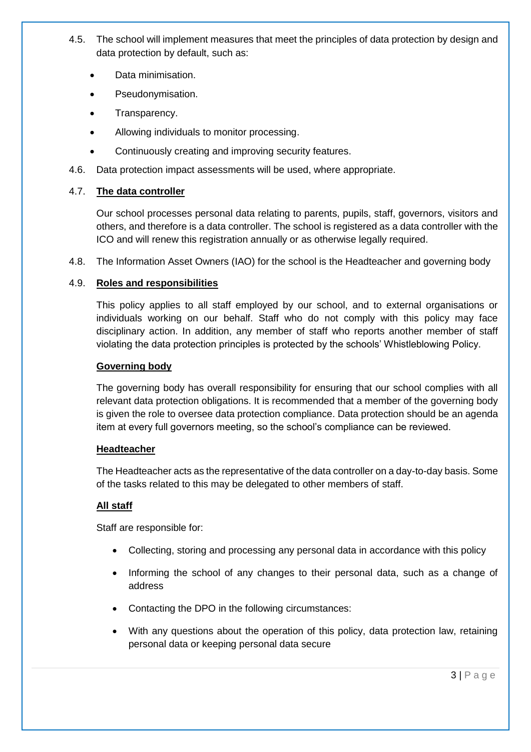4.5. The school will implement measures that meet the principles of data protection by design and data protection by default, such as:

- Data minimisation.
- Pseudonymisation.
- Transparency.
- Allowing individuals to monitor processing.
- Continuously creating and improving security features.

4.6. Data protection impact assessments will be used, where appropriate.

4.7. **The data controller**

Our school processes personal data relating to parents, pupils, staff, governors, visitors and others, and therefore is a data controller. The school is registered as a data controller with the ICO and will renew this registration annually or as otherwise legally required.

4.8. The Information Asset Owners (IAO) for the school is the Headteacher and governing body

4.9. **Roles and responsibilities**

This policy applies to all staff employed by our school, and to external organisations or individuals working on our behalf. Staff who do not comply with this policy may face disciplinary action. In addition, any member of staff who reports another member of staff violating the data protection principles is protected by the schools' Whistleblowing Policy.

**Governing body**

The governing body has overall responsibility for ensuring that our school complies with all relevant data protection obligations. It is recommended that a member of the governing body is given the role to oversee data protection compliance. Data protection should be an agenda item at every full governors meeting, so the school's compliance can be reviewed.

**Headteacher**

The Headteacher acts as the representative of the data controller on a day-to-day basis. Some of the tasks related to this may be delegated to other members of staff.

**All staff**

Staff are responsible for:

- Collecting, storing and processing any personal data in accordance with this policy
- Informing the school of any changes to their personal data, such as a change of address
- Contacting the DPO in the following circumstances:
- With any questions about the operation of this policy, data protection law, retaining personal data or keeping personal data secure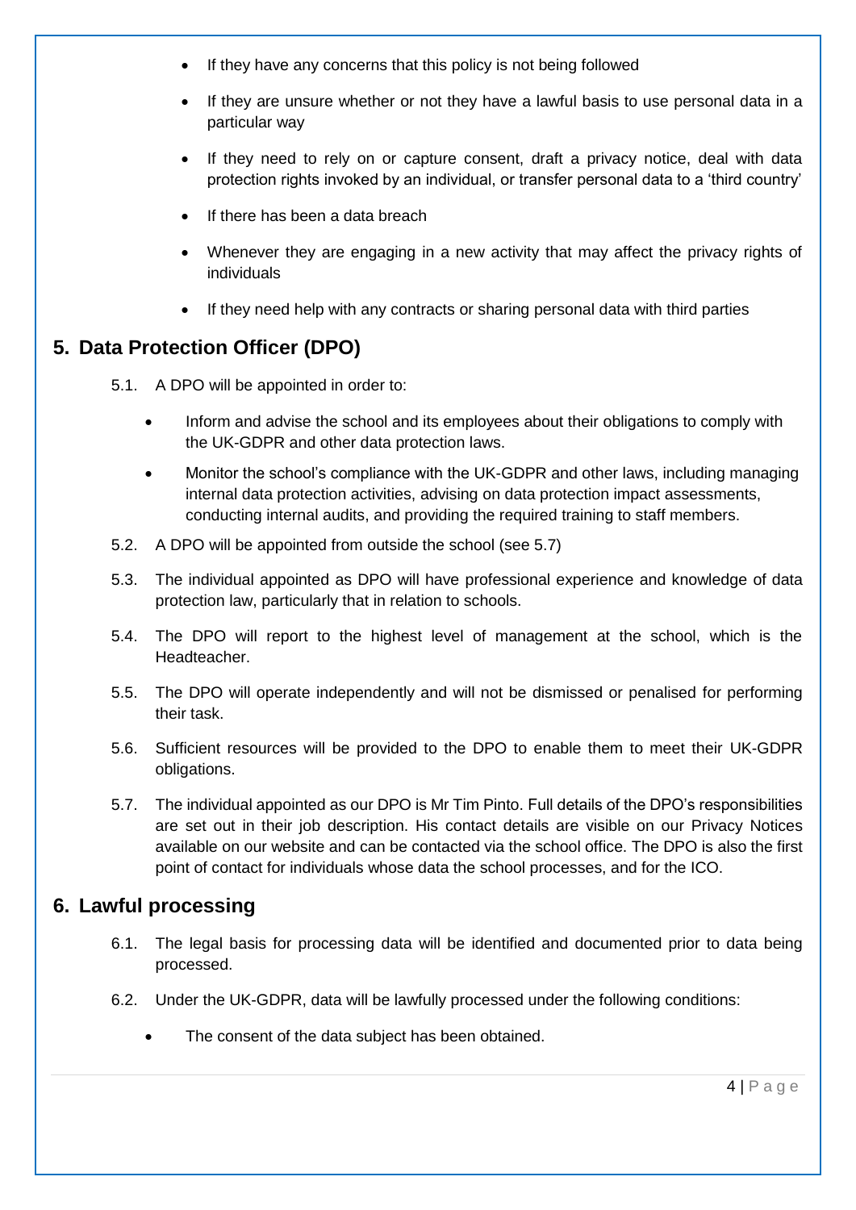- If they have any concerns that this policy is not being followed
- If they are unsure whether or not they have a lawful basis to use personal data in a particular way
- If they need to rely on or capture consent, draft a privacy notice, deal with data protection rights invoked by an individual, or transfer personal data to a 'third country'
- If there has been a data breach
- Whenever they are engaging in a new activity that may affect the privacy rights of individuals
- If they need help with any contracts or sharing personal data with third parties

## 5. Data Protection Officer (DPO)

5.1. A DPO will be appointed in order to:

- Inform and advise the school and its employees about their obligations to comply with the UK-GDPR and other data protection laws.
- Monitor the school's compliance with the UK-GDPR and other laws, including managing internal data protection activities, advising on data protection impact assessments, conducting internal audits, and providing the required training to staff members.

5.2. A DPO will be appointed from outside the school (see 5.7)

5.3. The individual appointed as DPO will have professional experience and knowledge of data protection law, particularly that in relation to schools.

5.4. The DPO will report to the highest level of management at the school, which is the Headteacher.

5.5. The DPO will operate independently and will not be dismissed or penalised for performing their task.

5.6. Sufficient resources will be provided to the DPO to enable them to meet their UK-GDPR obligations.

5.7. The individual appointed as our DPO is Mr Tim Pinto. Full details of the DPO's responsibilities are set out in their job description. His contact details are visible on our Privacy Notices available on our website and can be contacted via the school office. The DPO is also the first point of contact for individuals whose data the school processes, and for the ICO.

## 6. Lawful processing

6.1. The legal basis for processing data will be identified and documented prior to data being processed.

6.2. Under the UK-GDPR, data will be lawfully processed under the following conditions:

- The consent of the data subject has been obtained.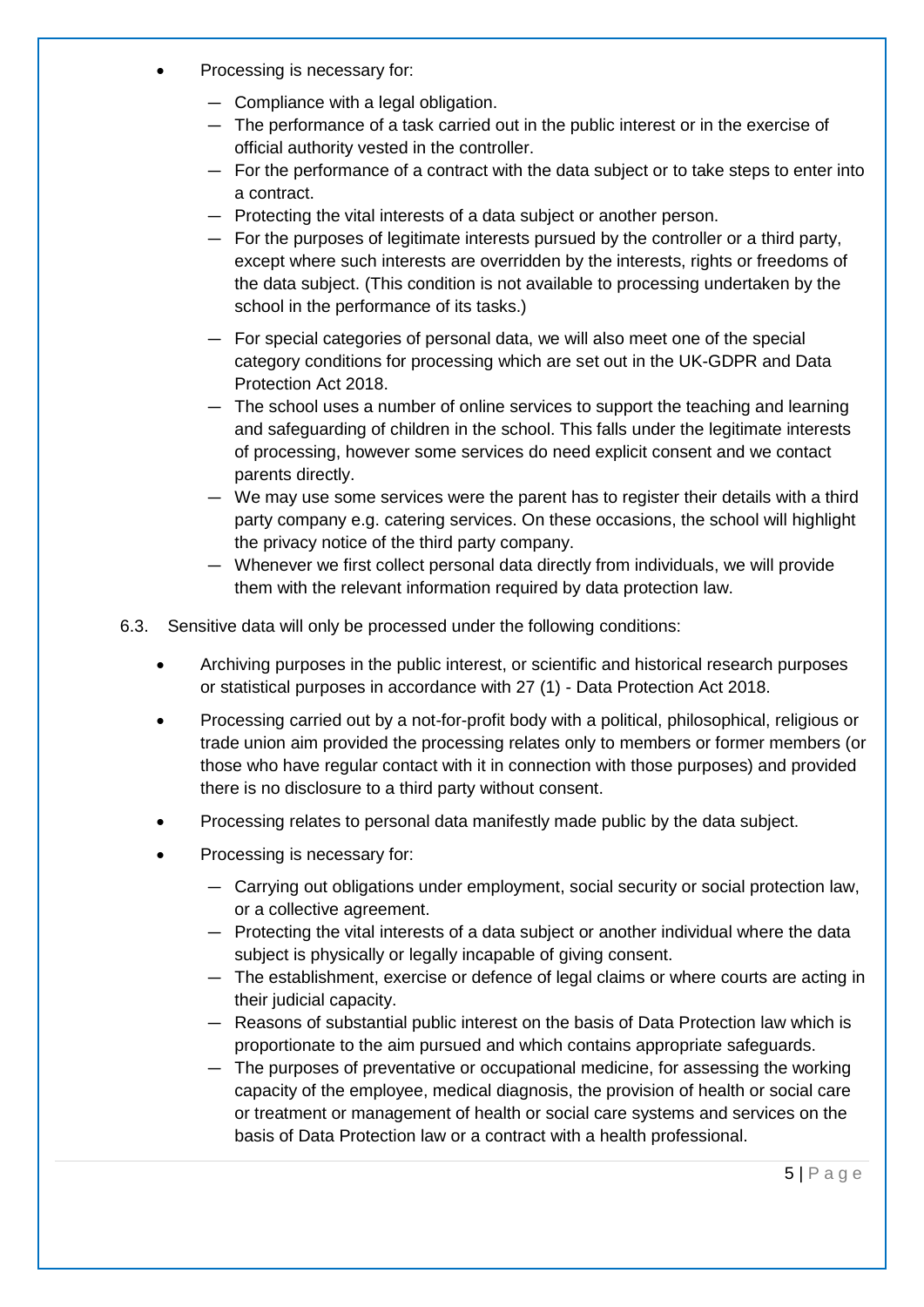- Processing is necessary for:
    - Compliance with a legal obligation.
    - The performance of a task carried out in the public interest or in the exercise of official authority vested in the controller.
    - For the performance of a contract with the data subject or to take steps to enter into a contract.
    - Protecting the vital interests of a data subject or another person.
    - For the purposes of legitimate interests pursued by the controller or a third party, except where such interests are overridden by the interests, rights or freedoms of the data subject. (This condition is not available to processing undertaken by the school in the performance of its tasks.)
    - For special categories of personal data, we will also meet one of the special category conditions for processing which are set out in the UK-GDPR and Data Protection Act 2018.
    - The school uses a number of online services to support the teaching and learning and safeguarding of children in the school. This falls under the legitimate interests of processing, however some services do need explicit consent and we contact parents directly.
    - We may use some services were the parent has to register their details with a third party company e.g. catering services. On these occasions, the school will highlight the privacy notice of the third party company.
    - Whenever we first collect personal data directly from individuals, we will provide them with the relevant information required by data protection law.

6.3. Sensitive data will only be processed under the following conditions:

- Archiving purposes in the public interest, or scientific and historical research purposes or statistical purposes in accordance with 27 (1) - Data Protection Act 2018.
- Processing carried out by a not-for-profit body with a political, philosophical, religious or trade union aim provided the processing relates only to members or former members (or those who have regular contact with it in connection with those purposes) and provided there is no disclosure to a third party without consent.
- Processing relates to personal data manifestly made public by the data subject.
- Processing is necessary for:
    - Carrying out obligations under employment, social security or social protection law, or a collective agreement.
    - Protecting the vital interests of a data subject or another individual where the data subject is physically or legally incapable of giving consent.
    - The establishment, exercise or defence of legal claims or where courts are acting in their judicial capacity.
    - Reasons of substantial public interest on the basis of Data Protection law which is proportionate to the aim pursued and which contains appropriate safeguards.
    - The purposes of preventative or occupational medicine, for assessing the working capacity of the employee, medical diagnosis, the provision of health or social care or treatment or management of health or social care systems and services on the basis of Data Protection law or a contract with a health professional.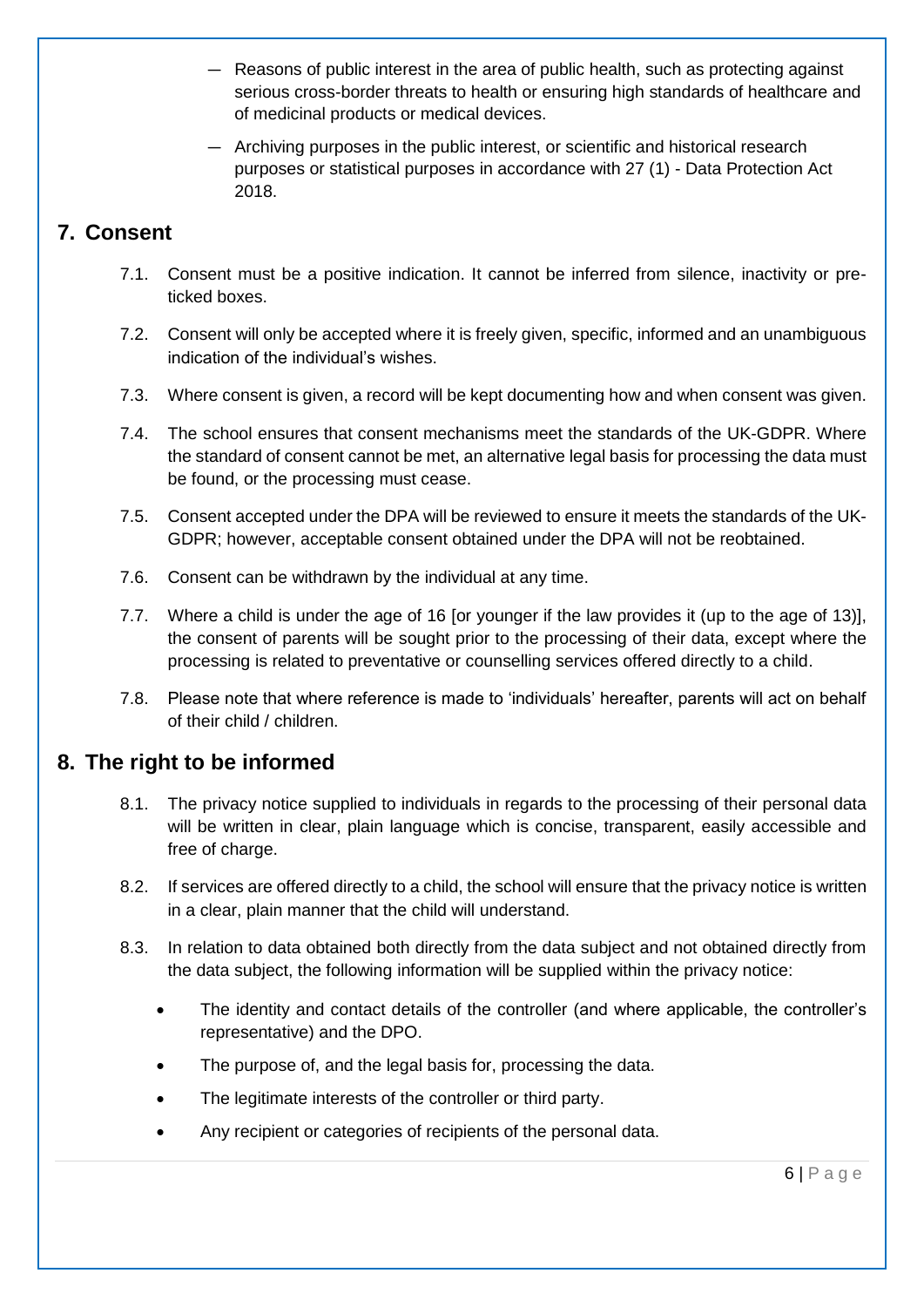- Reasons of public interest in the area of public health, such as protecting against serious cross-border threats to health or ensuring high standards of healthcare and of medicinal products or medical devices.
- Archiving purposes in the public interest, or scientific and historical research purposes or statistical purposes in accordance with 27 (1) - Data Protection Act 2018.

## 7. Consent

7.1. Consent must be a positive indication. It cannot be inferred from silence, inactivity or pre-ticked boxes.

7.2. Consent will only be accepted where it is freely given, specific, informed and an unambiguous indication of the individual's wishes.

7.3. Where consent is given, a record will be kept documenting how and when consent was given.

7.4. The school ensures that consent mechanisms meet the standards of the UK-GDPR. Where the standard of consent cannot be met, an alternative legal basis for processing the data must be found, or the processing must cease.

7.5. Consent accepted under the DPA will be reviewed to ensure it meets the standards of the UK-GDPR; however, acceptable consent obtained under the DPA will not be reobtained.

7.6. Consent can be withdrawn by the individual at any time.

7.7. Where a child is under the age of 16 [or younger if the law provides it (up to the age of 13)], the consent of parents will be sought prior to the processing of their data, except where the processing is related to preventative or counselling services offered directly to a child.

7.8. Please note that where reference is made to 'individuals' hereafter, parents will act on behalf of their child / children.

## 8. The right to be informed

8.1. The privacy notice supplied to individuals in regards to the processing of their personal data will be written in clear, plain language which is concise, transparent, easily accessible and free of charge.

8.2. If services are offered directly to a child, the school will ensure that the privacy notice is written in a clear, plain manner that the child will understand.

8.3. In relation to data obtained both directly from the data subject and not obtained directly from the data subject, the following information will be supplied within the privacy notice:

- The identity and contact details of the controller (and where applicable, the controller's representative) and the DPO.
- The purpose of, and the legal basis for, processing the data.
- The legitimate interests of the controller or third party.
- Any recipient or categories of recipients of the personal data.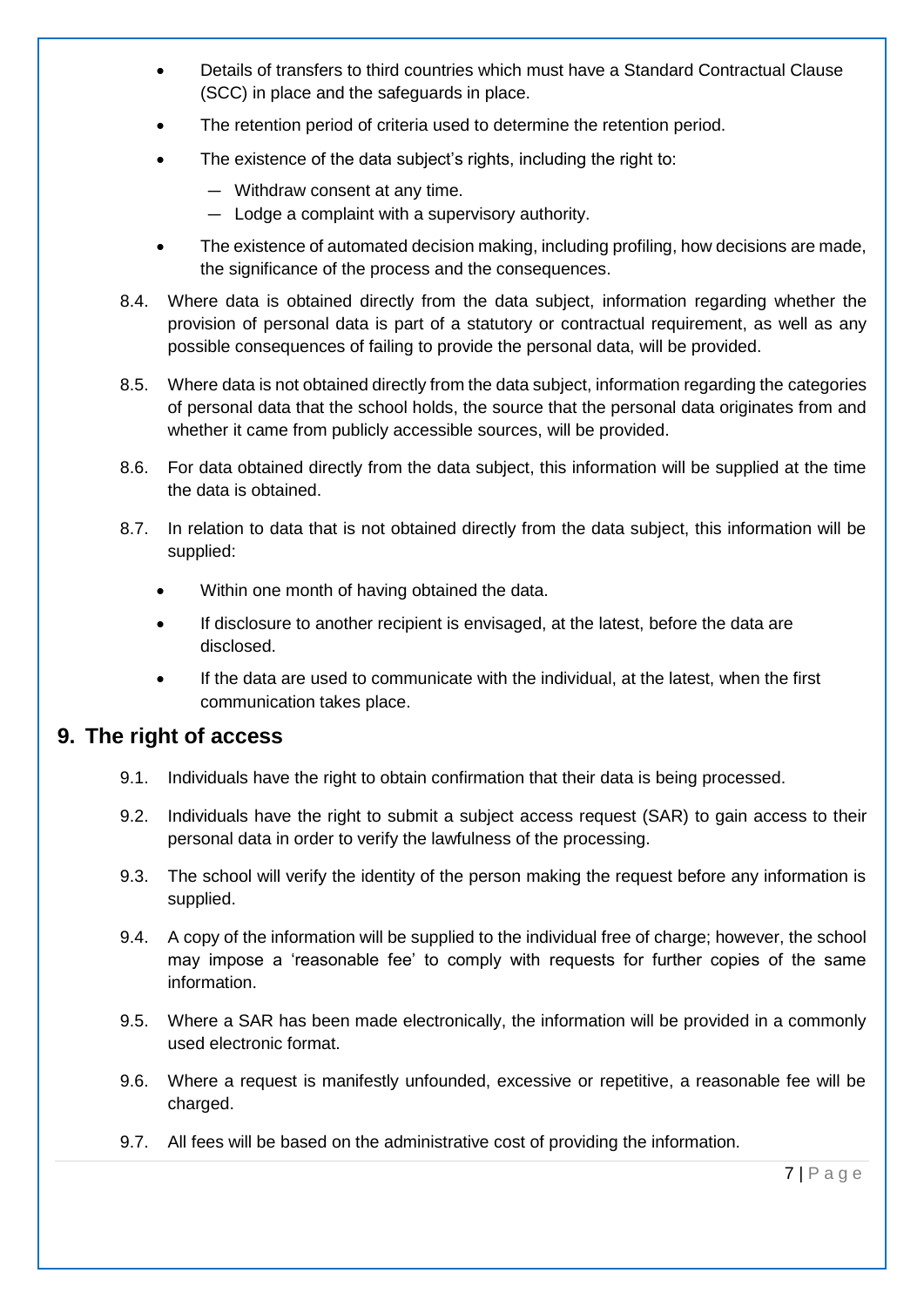- Details of transfers to third countries which must have a Standard Contractual Clause (SCC) in place and the safeguards in place.
- The retention period of criteria used to determine the retention period.
- The existence of the data subject's rights, including the right to:
  - Withdraw consent at any time.
  - Lodge a complaint with a supervisory authority.
- The existence of automated decision making, including profiling, how decisions are made, the significance of the process and the consequences.

8.4. Where data is obtained directly from the data subject, information regarding whether the provision of personal data is part of a statutory or contractual requirement, as well as any possible consequences of failing to provide the personal data, will be provided.

8.5. Where data is not obtained directly from the data subject, information regarding the categories of personal data that the school holds, the source that the personal data originates from and whether it came from publicly accessible sources, will be provided.

8.6. For data obtained directly from the data subject, this information will be supplied at the time the data is obtained.

8.7. In relation to data that is not obtained directly from the data subject, this information will be supplied:

- Within one month of having obtained the data.
- If disclosure to another recipient is envisaged, at the latest, before the data are disclosed.
- If the data are used to communicate with the individual, at the latest, when the first communication takes place.

## 9. The right of access

9.1. Individuals have the right to obtain confirmation that their data is being processed.

9.2. Individuals have the right to submit a subject access request (SAR) to gain access to their personal data in order to verify the lawfulness of the processing.

9.3. The school will verify the identity of the person making the request before any information is supplied.

9.4. A copy of the information will be supplied to the individual free of charge; however, the school may impose a 'reasonable fee' to comply with requests for further copies of the same information.

9.5. Where a SAR has been made electronically, the information will be provided in a commonly used electronic format.

9.6. Where a request is manifestly unfounded, excessive or repetitive, a reasonable fee will be charged.

9.7. All fees will be based on the administrative cost of providing the information.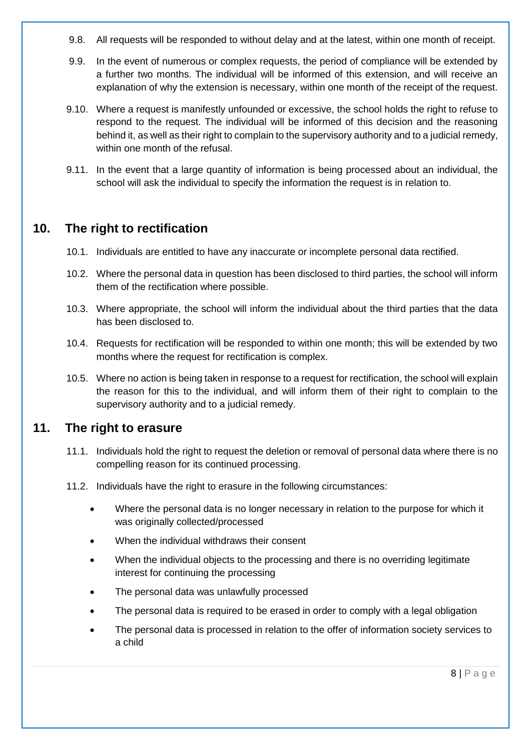9.8. All requests will be responded to without delay and at the latest, within one month of receipt.

9.9. In the event of numerous or complex requests, the period of compliance will be extended by a further two months. The individual will be informed of this extension, and will receive an explanation of why the extension is necessary, within one month of the receipt of the request.

9.10. Where a request is manifestly unfounded or excessive, the school holds the right to refuse to respond to the request. The individual will be informed of this decision and the reasoning behind it, as well as their right to complain to the supervisory authority and to a judicial remedy, within one month of the refusal.

9.11. In the event that a large quantity of information is being processed about an individual, the school will ask the individual to specify the information the request is in relation to.

## 10. The right to rectification

10.1. Individuals are entitled to have any inaccurate or incomplete personal data rectified.

10.2. Where the personal data in question has been disclosed to third parties, the school will inform them of the rectification where possible.

10.3. Where appropriate, the school will inform the individual about the third parties that the data has been disclosed to.

10.4. Requests for rectification will be responded to within one month; this will be extended by two months where the request for rectification is complex.

10.5. Where no action is being taken in response to a request for rectification, the school will explain the reason for this to the individual, and will inform them of their right to complain to the supervisory authority and to a judicial remedy.

## 11. The right to erasure

11.1. Individuals hold the right to request the deletion or removal of personal data where there is no compelling reason for its continued processing.

11.2. Individuals have the right to erasure in the following circumstances:

- Where the personal data is no longer necessary in relation to the purpose for which it was originally collected/processed
- When the individual withdraws their consent
- When the individual objects to the processing and there is no overriding legitimate interest for continuing the processing
- The personal data was unlawfully processed
- The personal data is required to be erased in order to comply with a legal obligation
- The personal data is processed in relation to the offer of information society services to a child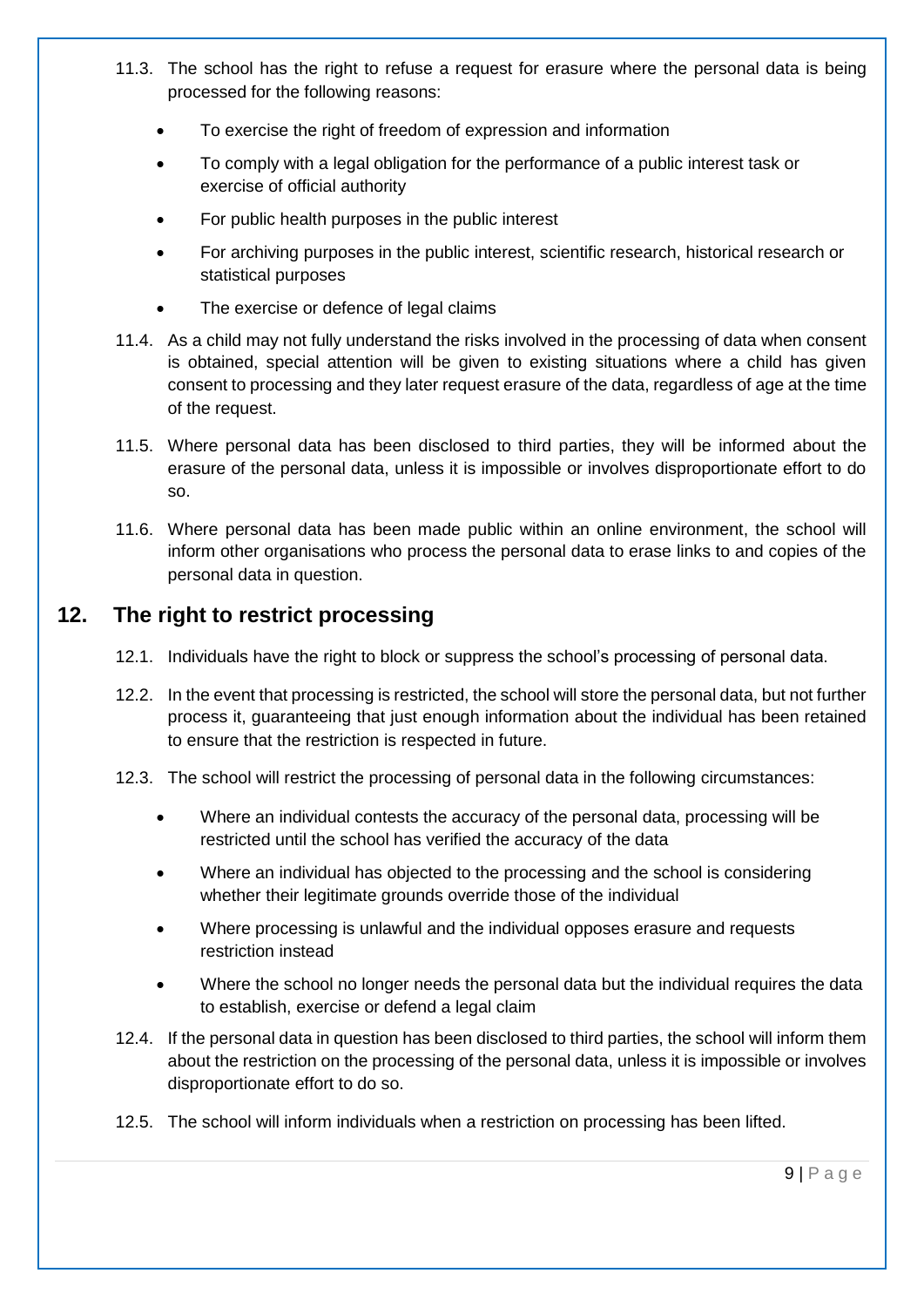11.3. The school has the right to refuse a request for erasure where the personal data is being processed for the following reasons:

- To exercise the right of freedom of expression and information
- To comply with a legal obligation for the performance of a public interest task or exercise of official authority
- For public health purposes in the public interest
- For archiving purposes in the public interest, scientific research, historical research or statistical purposes
- The exercise or defence of legal claims

11.4. As a child may not fully understand the risks involved in the processing of data when consent is obtained, special attention will be given to existing situations where a child has given consent to processing and they later request erasure of the data, regardless of age at the time of the request.

11.5. Where personal data has been disclosed to third parties, they will be informed about the erasure of the personal data, unless it is impossible or involves disproportionate effort to do so.

11.6. Where personal data has been made public within an online environment, the school will inform other organisations who process the personal data to erase links to and copies of the personal data in question.

## 12. The right to restrict processing

12.1. Individuals have the right to block or suppress the school's processing of personal data.

12.2. In the event that processing is restricted, the school will store the personal data, but not further process it, guaranteeing that just enough information about the individual has been retained to ensure that the restriction is respected in future.

12.3. The school will restrict the processing of personal data in the following circumstances:

- Where an individual contests the accuracy of the personal data, processing will be restricted until the school has verified the accuracy of the data
- Where an individual has objected to the processing and the school is considering whether their legitimate grounds override those of the individual
- Where processing is unlawful and the individual opposes erasure and requests restriction instead
- Where the school no longer needs the personal data but the individual requires the data to establish, exercise or defend a legal claim

12.4. If the personal data in question has been disclosed to third parties, the school will inform them about the restriction on the processing of the personal data, unless it is impossible or involves disproportionate effort to do so.

12.5. The school will inform individuals when a restriction on processing has been lifted.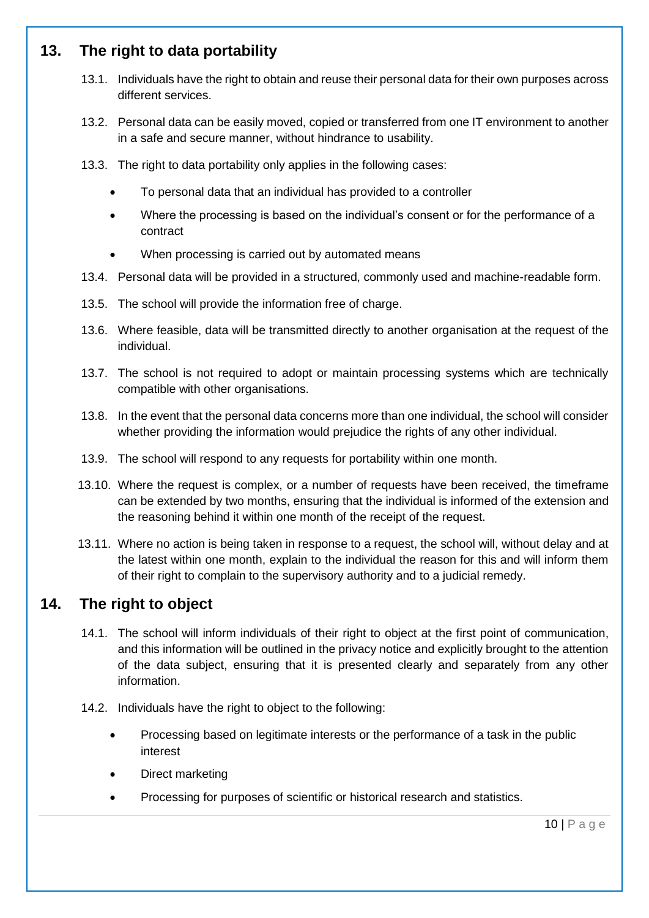## 13. The right to data portability

13.1. Individuals have the right to obtain and reuse their personal data for their own purposes across different services.

13.2. Personal data can be easily moved, copied or transferred from one IT environment to another in a safe and secure manner, without hindrance to usability.

13.3. The right to data portability only applies in the following cases:

- To personal data that an individual has provided to a controller
- Where the processing is based on the individual's consent or for the performance of a contract
- When processing is carried out by automated means

13.4. Personal data will be provided in a structured, commonly used and machine-readable form.

13.5. The school will provide the information free of charge.

13.6. Where feasible, data will be transmitted directly to another organisation at the request of the individual.

13.7. The school is not required to adopt or maintain processing systems which are technically compatible with other organisations.

13.8. In the event that the personal data concerns more than one individual, the school will consider whether providing the information would prejudice the rights of any other individual.

13.9. The school will respond to any requests for portability within one month.

13.10. Where the request is complex, or a number of requests have been received, the timeframe can be extended by two months, ensuring that the individual is informed of the extension and the reasoning behind it within one month of the receipt of the request.

13.11. Where no action is being taken in response to a request, the school will, without delay and at the latest within one month, explain to the individual the reason for this and will inform them of their right to complain to the supervisory authority and to a judicial remedy.

## 14. The right to object

14.1. The school will inform individuals of their right to object at the first point of communication, and this information will be outlined in the privacy notice and explicitly brought to the attention of the data subject, ensuring that it is presented clearly and separately from any other information.

14.2. Individuals have the right to object to the following:

- Processing based on legitimate interests or the performance of a task in the public interest
- Direct marketing
- Processing for purposes of scientific or historical research and statistics.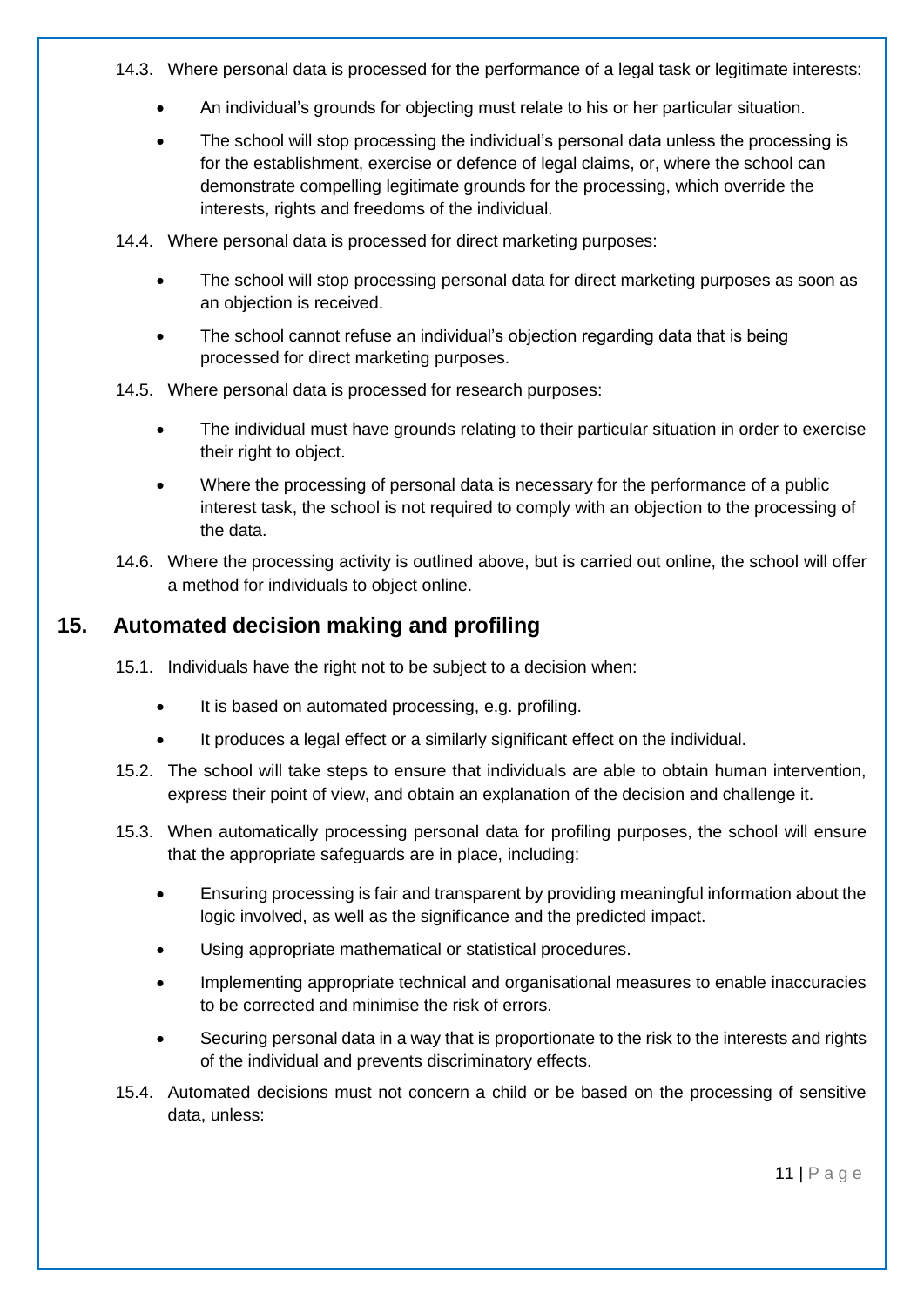14.3. Where personal data is processed for the performance of a legal task or legitimate interests:

- An individual's grounds for objecting must relate to his or her particular situation.
- The school will stop processing the individual's personal data unless the processing is for the establishment, exercise or defence of legal claims, or, where the school can demonstrate compelling legitimate grounds for the processing, which override the interests, rights and freedoms of the individual.

14.4. Where personal data is processed for direct marketing purposes:

- The school will stop processing personal data for direct marketing purposes as soon as an objection is received.
- The school cannot refuse an individual's objection regarding data that is being processed for direct marketing purposes.

14.5. Where personal data is processed for research purposes:

- The individual must have grounds relating to their particular situation in order to exercise their right to object.
- Where the processing of personal data is necessary for the performance of a public interest task, the school is not required to comply with an objection to the processing of the data.

14.6. Where the processing activity is outlined above, but is carried out online, the school will offer a method for individuals to object online.

## 15. Automated decision making and profiling

15.1. Individuals have the right not to be subject to a decision when:

- It is based on automated processing, e.g. profiling.
- It produces a legal effect or a similarly significant effect on the individual.

15.2. The school will take steps to ensure that individuals are able to obtain human intervention, express their point of view, and obtain an explanation of the decision and challenge it.

15.3. When automatically processing personal data for profiling purposes, the school will ensure that the appropriate safeguards are in place, including:

- Ensuring processing is fair and transparent by providing meaningful information about the logic involved, as well as the significance and the predicted impact.
- Using appropriate mathematical or statistical procedures.
- Implementing appropriate technical and organisational measures to enable inaccuracies to be corrected and minimise the risk of errors.
- Securing personal data in a way that is proportionate to the risk to the interests and rights of the individual and prevents discriminatory effects.

15.4. Automated decisions must not concern a child or be based on the processing of sensitive data, unless: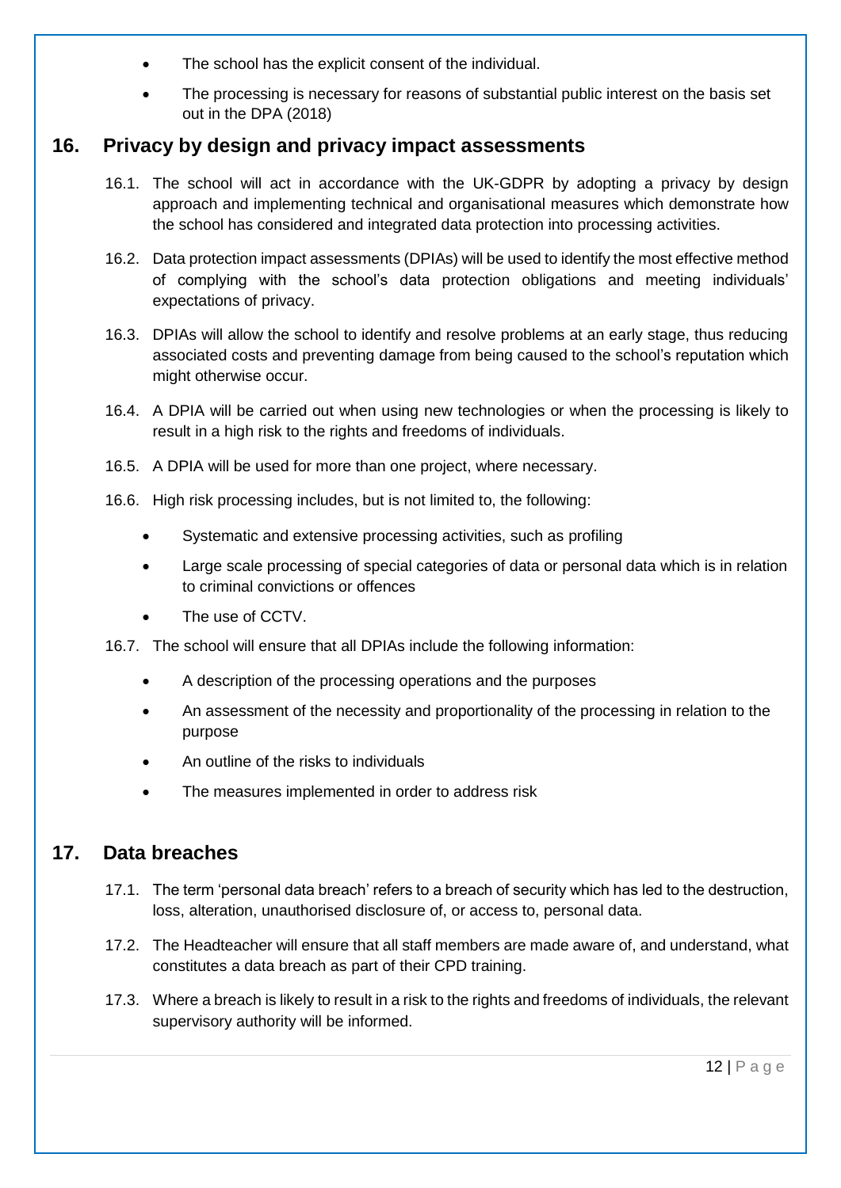- The school has the explicit consent of the individual.
- The processing is necessary for reasons of substantial public interest on the basis set out in the DPA (2018)

## 16. Privacy by design and privacy impact assessments

16.1. The school will act in accordance with the UK-GDPR by adopting a privacy by design approach and implementing technical and organisational measures which demonstrate how the school has considered and integrated data protection into processing activities.

16.2. Data protection impact assessments (DPIAs) will be used to identify the most effective method of complying with the school's data protection obligations and meeting individuals' expectations of privacy.

16.3. DPIAs will allow the school to identify and resolve problems at an early stage, thus reducing associated costs and preventing damage from being caused to the school's reputation which might otherwise occur.

16.4. A DPIA will be carried out when using new technologies or when the processing is likely to result in a high risk to the rights and freedoms of individuals.

16.5. A DPIA will be used for more than one project, where necessary.

16.6. High risk processing includes, but is not limited to, the following:

- Systematic and extensive processing activities, such as profiling
- Large scale processing of special categories of data or personal data which is in relation to criminal convictions or offences
- The use of CCTV.

16.7. The school will ensure that all DPIAs include the following information:

- A description of the processing operations and the purposes
- An assessment of the necessity and proportionality of the processing in relation to the purpose
- An outline of the risks to individuals
- The measures implemented in order to address risk

## 17. Data breaches

17.1. The term 'personal data breach' refers to a breach of security which has led to the destruction, loss, alteration, unauthorised disclosure of, or access to, personal data.

17.2. The Headteacher will ensure that all staff members are made aware of, and understand, what constitutes a data breach as part of their CPD training.

17.3. Where a breach is likely to result in a risk to the rights and freedoms of individuals, the relevant supervisory authority will be informed.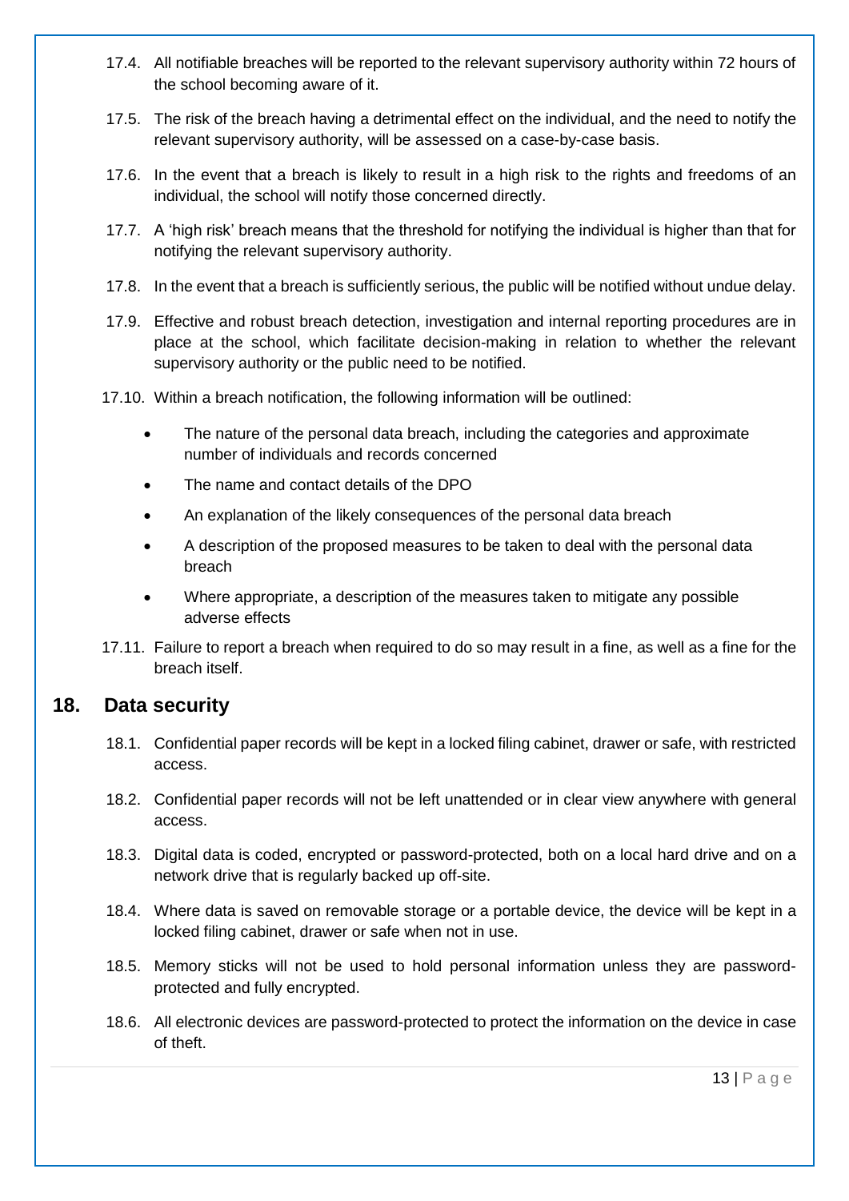17.4. All notifiable breaches will be reported to the relevant supervisory authority within 72 hours of the school becoming aware of it.

17.5. The risk of the breach having a detrimental effect on the individual, and the need to notify the relevant supervisory authority, will be assessed on a case-by-case basis.

17.6. In the event that a breach is likely to result in a high risk to the rights and freedoms of an individual, the school will notify those concerned directly.

17.7. A 'high risk' breach means that the threshold for notifying the individual is higher than that for notifying the relevant supervisory authority.

17.8. In the event that a breach is sufficiently serious, the public will be notified without undue delay.

17.9. Effective and robust breach detection, investigation and internal reporting procedures are in place at the school, which facilitate decision-making in relation to whether the relevant supervisory authority or the public need to be notified.

17.10. Within a breach notification, the following information will be outlined:

- The nature of the personal data breach, including the categories and approximate number of individuals and records concerned
- The name and contact details of the DPO
- An explanation of the likely consequences of the personal data breach
- A description of the proposed measures to be taken to deal with the personal data breach
- Where appropriate, a description of the measures taken to mitigate any possible adverse effects

17.11. Failure to report a breach when required to do so may result in a fine, as well as a fine for the breach itself.

## 18. Data security

18.1. Confidential paper records will be kept in a locked filing cabinet, drawer or safe, with restricted access.

18.2. Confidential paper records will not be left unattended or in clear view anywhere with general access.

18.3. Digital data is coded, encrypted or password-protected, both on a local hard drive and on a network drive that is regularly backed up off-site.

18.4. Where data is saved on removable storage or a portable device, the device will be kept in a locked filing cabinet, drawer or safe when not in use.

18.5. Memory sticks will not be used to hold personal information unless they are password-protected and fully encrypted.

18.6. All electronic devices are password-protected to protect the information on the device in case of theft.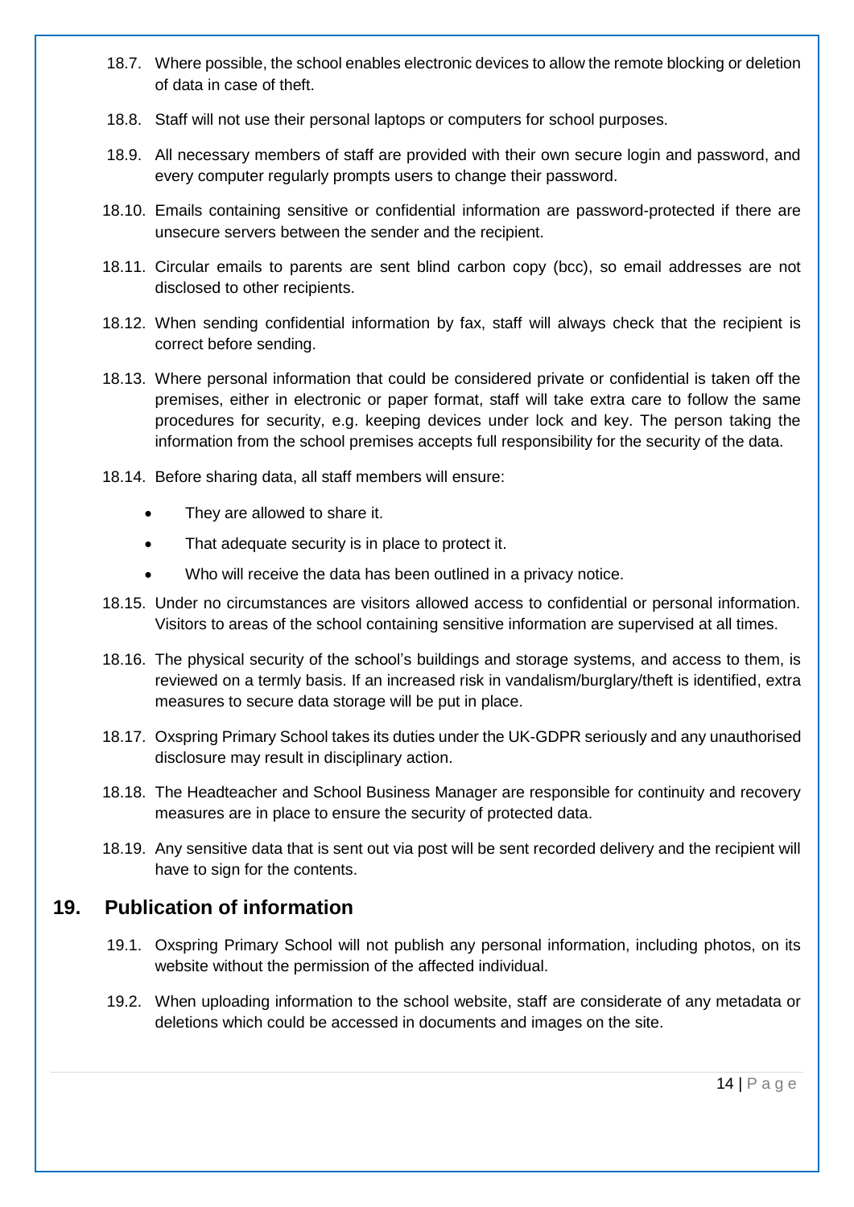18.7. Where possible, the school enables electronic devices to allow the remote blocking or deletion of data in case of theft.

18.8. Staff will not use their personal laptops or computers for school purposes.

18.9. All necessary members of staff are provided with their own secure login and password, and every computer regularly prompts users to change their password.

18.10. Emails containing sensitive or confidential information are password-protected if there are unsecure servers between the sender and the recipient.

18.11. Circular emails to parents are sent blind carbon copy (bcc), so email addresses are not disclosed to other recipients.

18.12. When sending confidential information by fax, staff will always check that the recipient is correct before sending.

18.13. Where personal information that could be considered private or confidential is taken off the premises, either in electronic or paper format, staff will take extra care to follow the same procedures for security, e.g. keeping devices under lock and key. The person taking the information from the school premises accepts full responsibility for the security of the data.

18.14. Before sharing data, all staff members will ensure:

- They are allowed to share it.
- That adequate security is in place to protect it.
- Who will receive the data has been outlined in a privacy notice.

18.15. Under no circumstances are visitors allowed access to confidential or personal information. Visitors to areas of the school containing sensitive information are supervised at all times.

18.16. The physical security of the school's buildings and storage systems, and access to them, is reviewed on a termly basis. If an increased risk in vandalism/burglary/theft is identified, extra measures to secure data storage will be put in place.

18.17. Oxspring Primary School takes its duties under the UK-GDPR seriously and any unauthorised disclosure may result in disciplinary action.

18.18. The Headteacher and School Business Manager are responsible for continuity and recovery measures are in place to ensure the security of protected data.

18.19. Any sensitive data that is sent out via post will be sent recorded delivery and the recipient will have to sign for the contents.

## 19. Publication of information

19.1. Oxspring Primary School will not publish any personal information, including photos, on its website without the permission of the affected individual.

19.2. When uploading information to the school website, staff are considerate of any metadata or deletions which could be accessed in documents and images on the site.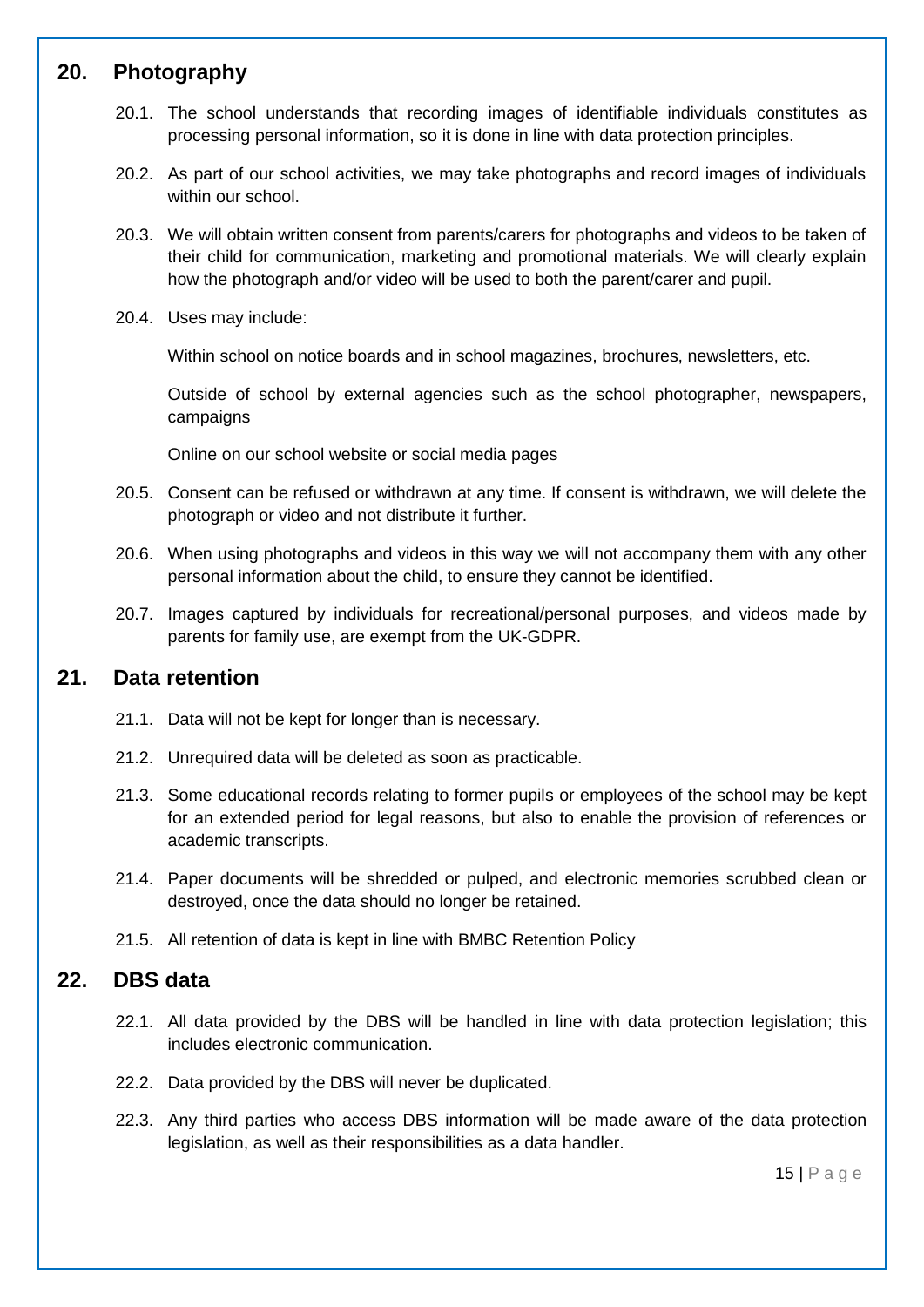## 20. Photography

20.1. The school understands that recording images of identifiable individuals constitutes as processing personal information, so it is done in line with data protection principles.

20.2. As part of our school activities, we may take photographs and record images of individuals within our school.

20.3. We will obtain written consent from parents/carers for photographs and videos to be taken of their child for communication, marketing and promotional materials. We will clearly explain how the photograph and/or video will be used to both the parent/carer and pupil.

20.4. Uses may include:

Within school on notice boards and in school magazines, brochures, newsletters, etc.

Outside of school by external agencies such as the school photographer, newspapers, campaigns

Online on our school website or social media pages

20.5. Consent can be refused or withdrawn at any time. If consent is withdrawn, we will delete the photograph or video and not distribute it further.

20.6. When using photographs and videos in this way we will not accompany them with any other personal information about the child, to ensure they cannot be identified.

20.7. Images captured by individuals for recreational/personal purposes, and videos made by parents for family use, are exempt from the UK-GDPR.

## 21. Data retention

21.1. Data will not be kept for longer than is necessary.

21.2. Unrequired data will be deleted as soon as practicable.

21.3. Some educational records relating to former pupils or employees of the school may be kept for an extended period for legal reasons, but also to enable the provision of references or academic transcripts.

21.4. Paper documents will be shredded or pulped, and electronic memories scrubbed clean or destroyed, once the data should no longer be retained.

21.5. All retention of data is kept in line with BMBC Retention Policy

## 22. DBS data

22.1. All data provided by the DBS will be handled in line with data protection legislation; this includes electronic communication.

22.2. Data provided by the DBS will never be duplicated.

22.3. Any third parties who access DBS information will be made aware of the data protection legislation, as well as their responsibilities as a data handler.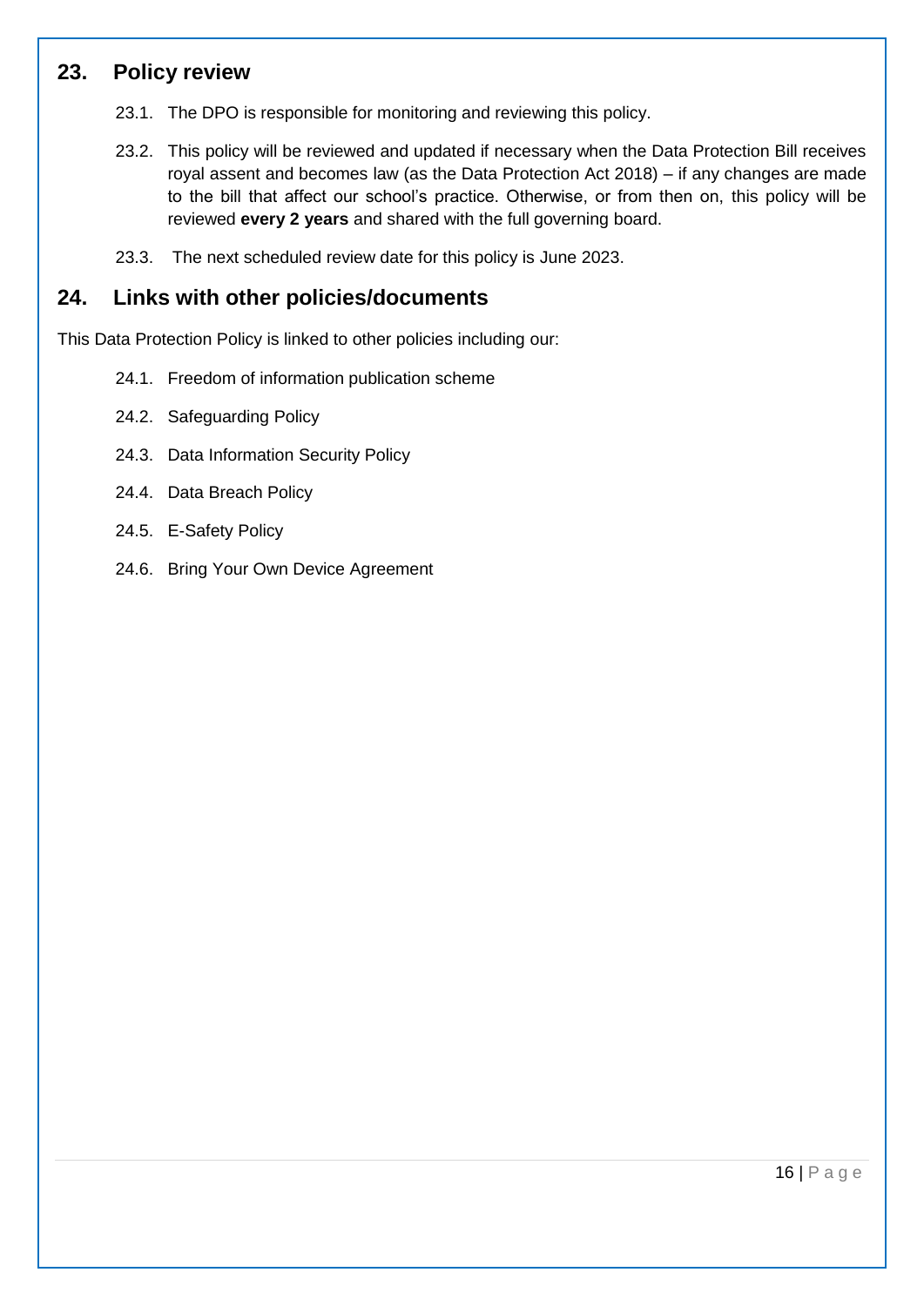## 23. Policy review

23.1. The DPO is responsible for monitoring and reviewing this policy.

23.2. This policy will be reviewed and updated if necessary when the Data Protection Bill receives royal assent and becomes law (as the Data Protection Act 2018) – if any changes are made to the bill that affect our school's practice. Otherwise, or from then on, this policy will be reviewed **every 2 years** and shared with the full governing board.

23.3. The next scheduled review date for this policy is June 2023.

## 24. Links with other policies/documents

This Data Protection Policy is linked to other policies including our:

24.1. Freedom of information publication scheme

24.2. Safeguarding Policy

24.3. Data Information Security Policy

24.4. Data Breach Policy

24.5. E-Safety Policy

24.6. Bring Your Own Device Agreement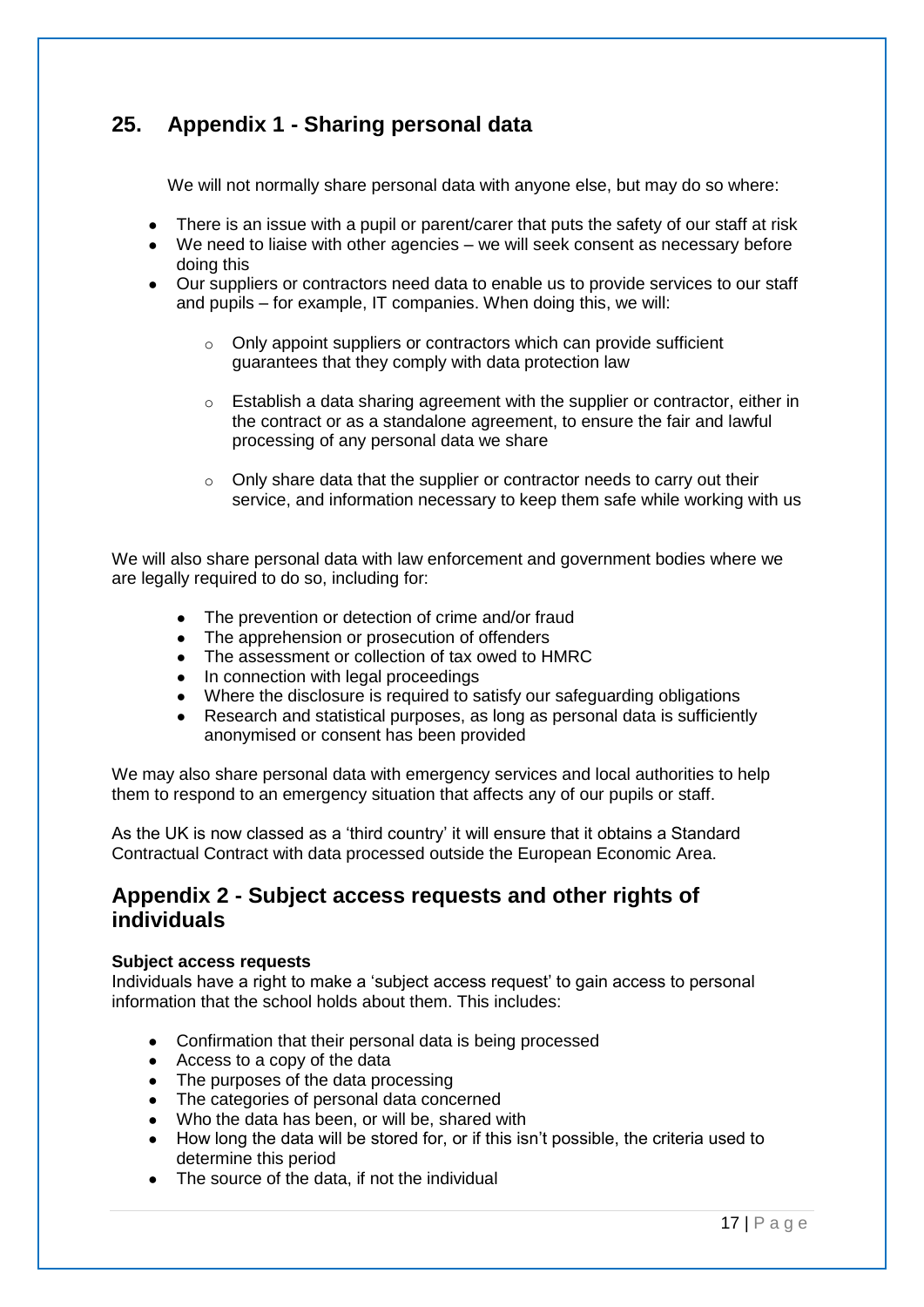## 25. Appendix 1 - Sharing personal data

We will not normally share personal data with anyone else, but may do so where:

- There is an issue with a pupil or parent/carer that puts the safety of our staff at risk
- We need to liaise with other agencies – we will seek consent as necessary before doing this
- Our suppliers or contractors need data to enable us to provide services to our staff and pupils – for example, IT companies. When doing this, we will:
    - Only appoint suppliers or contractors which can provide sufficient guarantees that they comply with data protection law
    - Establish a data sharing agreement with the supplier or contractor, either in the contract or as a standalone agreement, to ensure the fair and lawful processing of any personal data we share
    - Only share data that the supplier or contractor needs to carry out their service, and information necessary to keep them safe while working with us

We will also share personal data with law enforcement and government bodies where we are legally required to do so, including for:

- The prevention or detection of crime and/or fraud
- The apprehension or prosecution of offenders
- The assessment or collection of tax owed to HMRC
- In connection with legal proceedings
- Where the disclosure is required to satisfy our safeguarding obligations
- Research and statistical purposes, as long as personal data is sufficiently anonymised or consent has been provided

We may also share personal data with emergency services and local authorities to help them to respond to an emergency situation that affects any of our pupils or staff.

As the UK is now classed as a 'third country' it will ensure that it obtains a Standard Contractual Contract with data processed outside the European Economic Area.

## Appendix 2 - Subject access requests and other rights of individuals

**Subject access requests**

Individuals have a right to make a 'subject access request' to gain access to personal information that the school holds about them. This includes:

- Confirmation that their personal data is being processed
- Access to a copy of the data
- The purposes of the data processing
- The categories of personal data concerned
- Who the data has been, or will be, shared with
- How long the data will be stored for, or if this isn't possible, the criteria used to determine this period
- The source of the data, if not the individual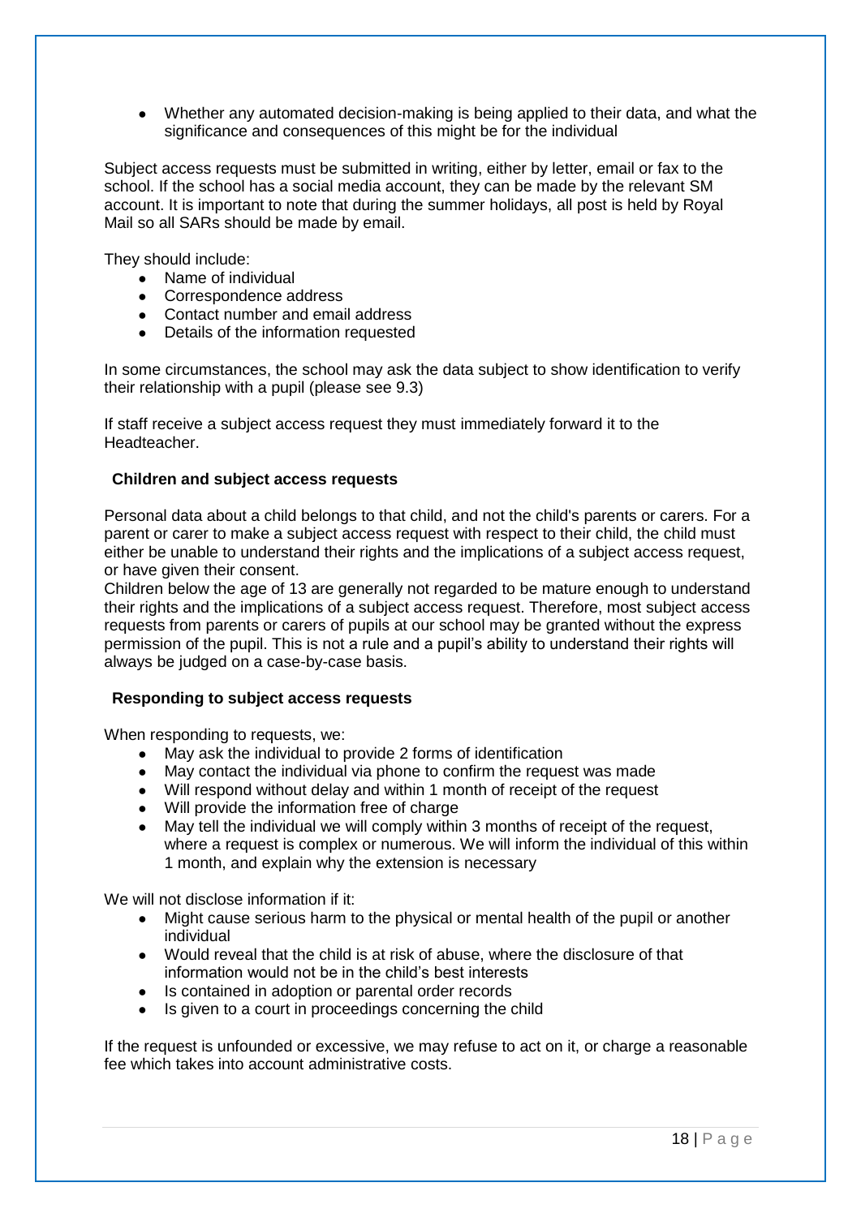- Whether any automated decision-making is being applied to their data, and what the significance and consequences of this might be for the individual

Subject access requests must be submitted in writing, either by letter, email or fax to the school. If the school has a social media account, they can be made by the relevant SM account. It is important to note that during the summer holidays, all post is held by Royal Mail so all SARs should be made by email.

They should include:

- Name of individual
- Correspondence address
- Contact number and email address
- Details of the information requested

In some circumstances, the school may ask the data subject to show identification to verify their relationship with a pupil (please see 9.3)

If staff receive a subject access request they must immediately forward it to the Headteacher.

### Children and subject access requests

Personal data about a child belongs to that child, and not the child's parents or carers. For a parent or carer to make a subject access request with respect to their child, the child must either be unable to understand their rights and the implications of a subject access request, or have given their consent.

Children below the age of 13 are generally not regarded to be mature enough to understand their rights and the implications of a subject access request. Therefore, most subject access requests from parents or carers of pupils at our school may be granted without the express permission of the pupil. This is not a rule and a pupil's ability to understand their rights will always be judged on a case-by-case basis.

### Responding to subject access requests

When responding to requests, we:

- May ask the individual to provide 2 forms of identification
- May contact the individual via phone to confirm the request was made
- Will respond without delay and within 1 month of receipt of the request
- Will provide the information free of charge
- May tell the individual we will comply within 3 months of receipt of the request, where a request is complex or numerous. We will inform the individual of this within 1 month, and explain why the extension is necessary

We will not disclose information if it:

- Might cause serious harm to the physical or mental health of the pupil or another individual
- Would reveal that the child is at risk of abuse, where the disclosure of that information would not be in the child's best interests
- Is contained in adoption or parental order records
- Is given to a court in proceedings concerning the child

If the request is unfounded or excessive, we may refuse to act on it, or charge a reasonable fee which takes into account administrative costs.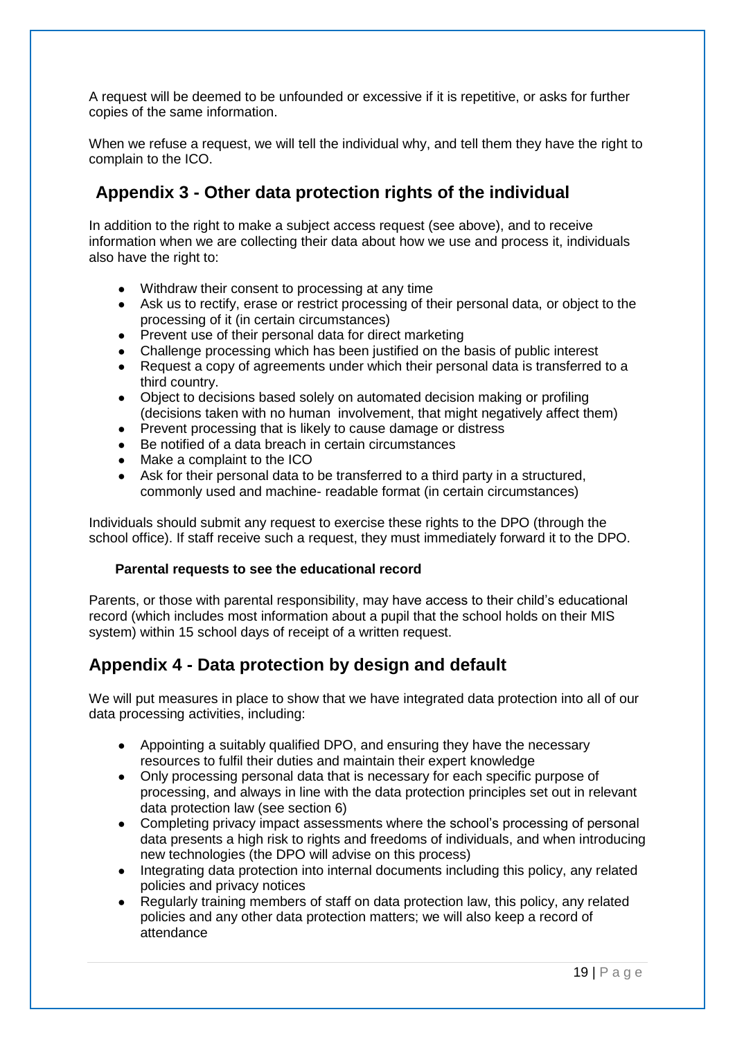A request will be deemed to be unfounded or excessive if it is repetitive, or asks for further copies of the same information.

When we refuse a request, we will tell the individual why, and tell them they have the right to complain to the ICO.

## Appendix 3 - Other data protection rights of the individual

In addition to the right to make a subject access request (see above), and to receive information when we are collecting their data about how we use and process it, individuals also have the right to:

- Withdraw their consent to processing at any time
- Ask us to rectify, erase or restrict processing of their personal data, or object to the processing of it (in certain circumstances)
- Prevent use of their personal data for direct marketing
- Challenge processing which has been justified on the basis of public interest
- Request a copy of agreements under which their personal data is transferred to a third country.
- Object to decisions based solely on automated decision making or profiling (decisions taken with no human involvement, that might negatively affect them)
- Prevent processing that is likely to cause damage or distress
- Be notified of a data breach in certain circumstances
- Make a complaint to the ICO
- Ask for their personal data to be transferred to a third party in a structured, commonly used and machine- readable format (in certain circumstances)

Individuals should submit any request to exercise these rights to the DPO (through the school office). If staff receive such a request, they must immediately forward it to the DPO.

**Parental requests to see the educational record**

Parents, or those with parental responsibility, may have access to their child's educational record (which includes most information about a pupil that the school holds on their MIS system) within 15 school days of receipt of a written request.

## Appendix 4 - Data protection by design and default

We will put measures in place to show that we have integrated data protection into all of our data processing activities, including:

- Appointing a suitably qualified DPO, and ensuring they have the necessary resources to fulfil their duties and maintain their expert knowledge
- Only processing personal data that is necessary for each specific purpose of processing, and always in line with the data protection principles set out in relevant data protection law (see section 6)
- Completing privacy impact assessments where the school's processing of personal data presents a high risk to rights and freedoms of individuals, and when introducing new technologies (the DPO will advise on this process)
- Integrating data protection into internal documents including this policy, any related policies and privacy notices
- Regularly training members of staff on data protection law, this policy, any related policies and any other data protection matters; we will also keep a record of attendance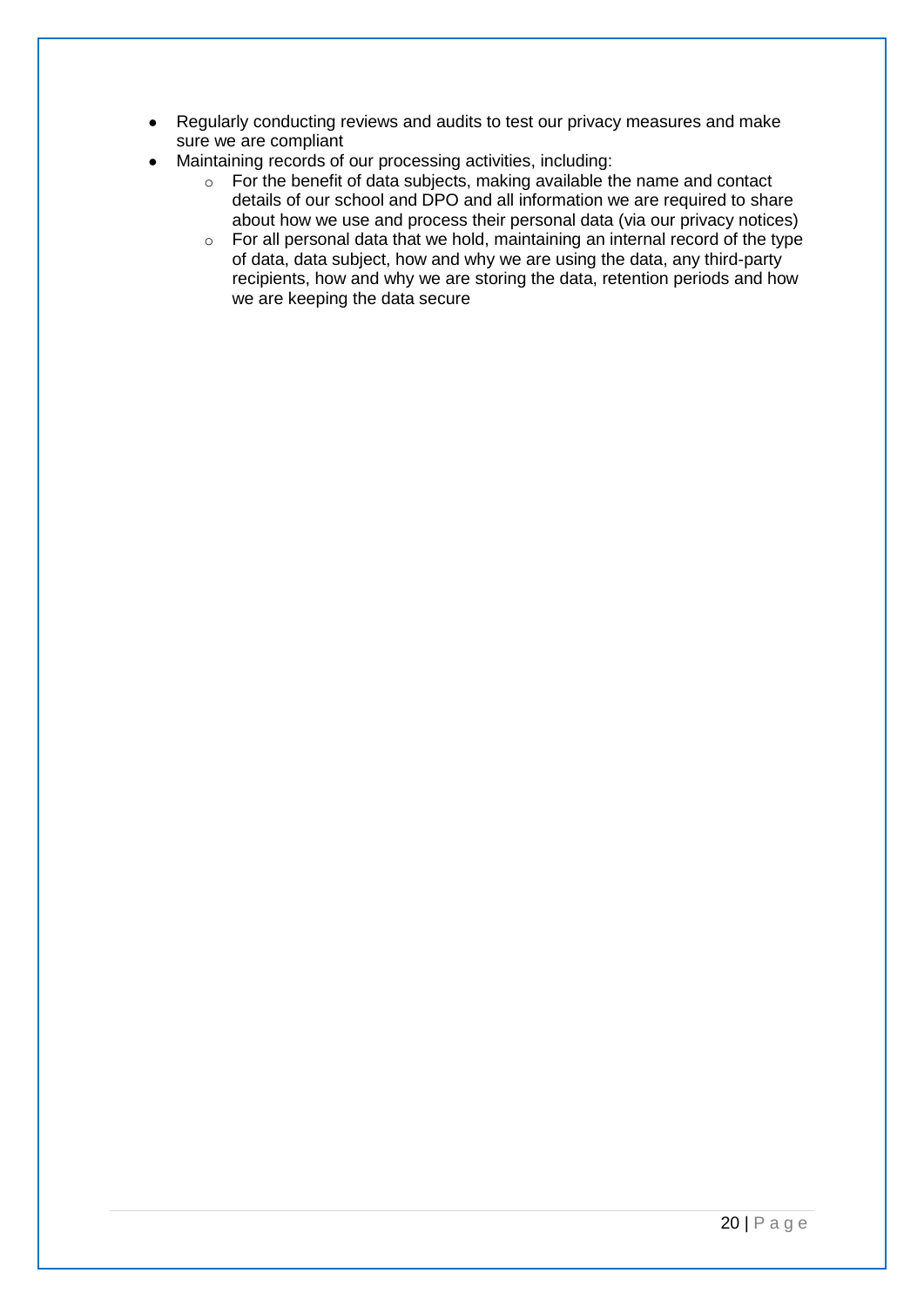- Regularly conducting reviews and audits to test our privacy measures and make sure we are compliant
- Maintaining records of our processing activities, including:
    - For the benefit of data subjects, making available the name and contact details of our school and DPO and all information we are required to share about how we use and process their personal data (via our privacy notices)
    - For all personal data that we hold, maintaining an internal record of the type of data, data subject, how and why we are using the data, any third-party recipients, how and why we are storing the data, retention periods and how we are keeping the data secure